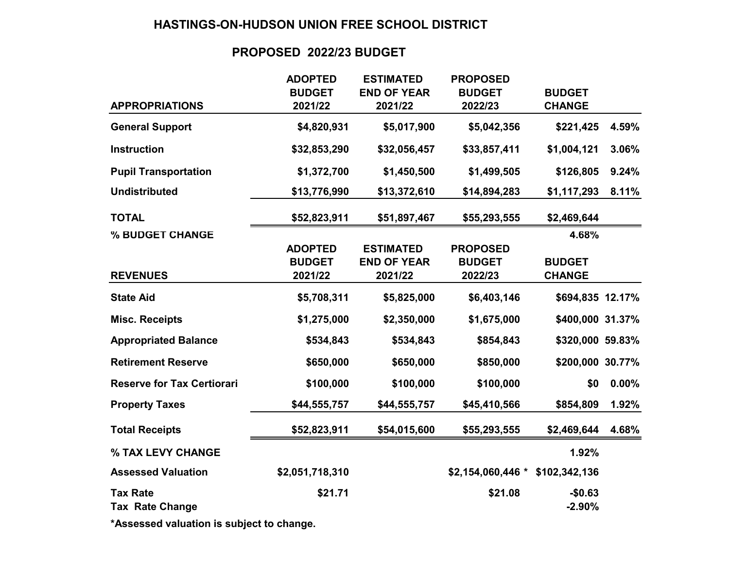# HASTINGS-ON-HUDSON UNION FREE SCHOOL DISTRICT

## PROPOSED 2022/23 BUDGET

| APPROPRIATIONS | ADOPTED BUDGET 2021/22 | ESTIMATED END OF YEAR 2021/22 | PROPOSED BUDGET 2022/23 | BUDGET CHANGE | |
|---|---|---|---|---|---|
| **General Support** | $4,820,931 | $5,017,900 | $5,042,356 | $221,425 | 4.59% |
| **Instruction** | $32,853,290 | $32,056,457 | $33,857,411 | $1,004,121 | 3.06% |
| **Pupil Transportation** | $1,372,700 | $1,450,500 | $1,499,505 | $126,805 | 9.24% |
| **Undistributed** | $13,776,990 | $13,372,610 | $14,894,283 | $1,117,293 | 8.11% |
| **TOTAL** | $52,823,911 | $51,897,467 | $55,293,555 | $2,469,644 | |
| **% BUDGET CHANGE** | | | | 4.68% | |

| REVENUES | ADOPTED BUDGET 2021/22 | ESTIMATED END OF YEAR 2021/22 | PROPOSED BUDGET 2022/23 | BUDGET CHANGE | |
|---|---|---|---|---|---|
| **State Aid** | $5,708,311 | $5,825,000 | $6,403,146 | $694,835 | 12.17% |
| **Misc. Receipts** | $1,275,000 | $2,350,000 | $1,675,000 | $400,000 | 31.37% |
| **Appropriated Balance** | $534,843 | $534,843 | $854,843 | $320,000 | 59.83% |
| **Retirement Reserve** | $650,000 | $650,000 | $850,000 | $200,000 | 30.77% |
| **Reserve for Tax Certiorari** | $100,000 | $100,000 | $100,000 | $0 | 0.00% |
| **Property Taxes** | $44,555,757 | $44,555,757 | $45,410,566 | $854,809 | 1.92% |
| **Total Receipts** | $52,823,911 | $54,015,600 | $55,293,555 | $2,469,644 | 4.68% |
| **% TAX LEVY CHANGE** | | | | 1.92% | |
| **Assessed Valuation** | $2,051,718,310 | | $2,154,060,446 * | $102,342,136 | |
| **Tax Rate** | $21.71 | | $21.08 | -$0.63 | |
| **Tax Rate Change** | | | | -2.90% | |

**\*Assessed valuation is subject to change.**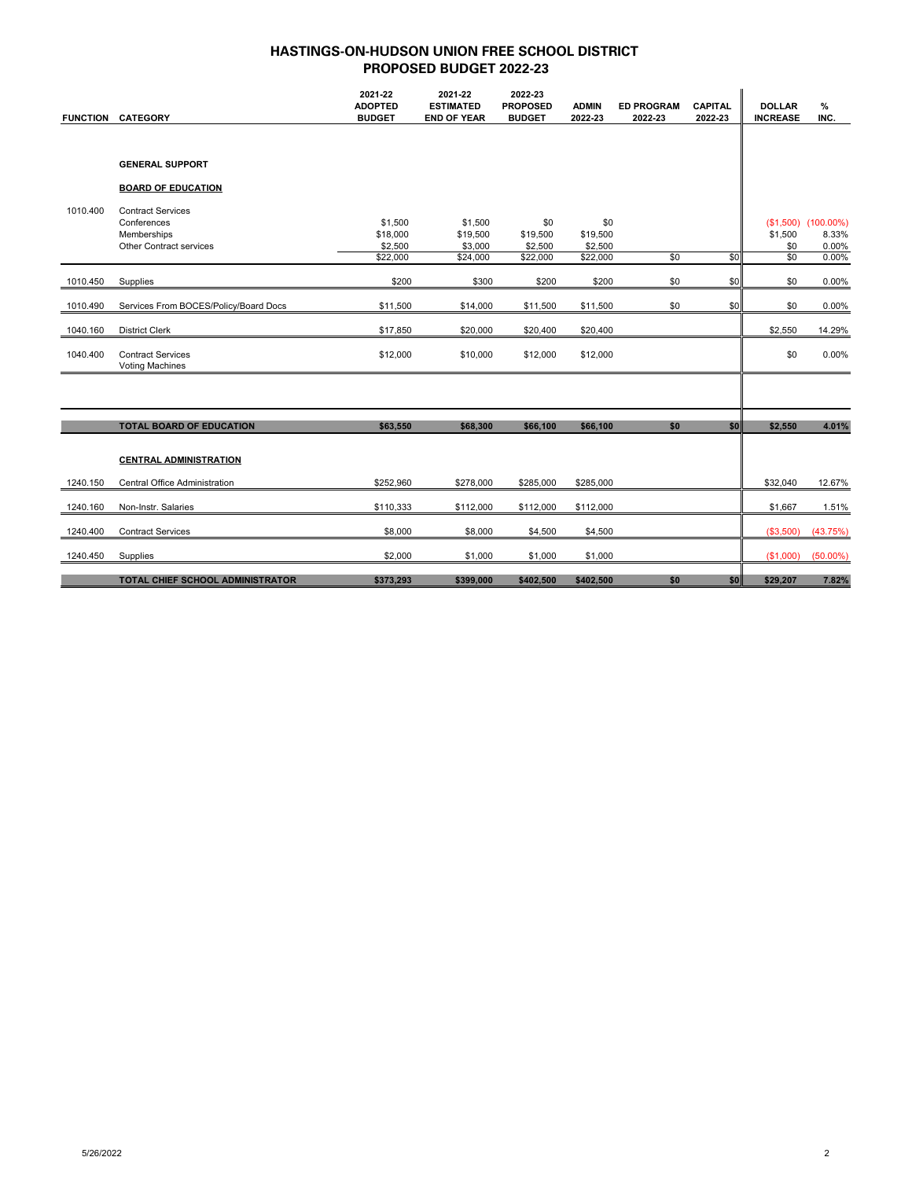# HASTINGS-ON-HUDSON UNION FREE SCHOOL DISTRICT
## PROPOSED BUDGET 2022-23

| FUNCTION | CATEGORY | 2021-22 ADOPTED BUDGET | 2021-22 ESTIMATED END OF YEAR | 2022-23 PROPOSED BUDGET | ADMIN 2022-23 | ED PROGRAM 2022-23 | CAPITAL 2022-23 | DOLLAR INCREASE | % INC. |
|---|---|---|---|---|---|---|---|---|---|
| | **GENERAL SUPPORT** | | | | | | | | |
| | **BOARD OF EDUCATION** | | | | | | | | |
| 1010.400 | Contract Services | | | | | | | | |
| | Conferences | $1,500 | $1,500 | $0 | $0 | | | ($1,500) | (100.00%) |
| | Memberships | $18,000 | $19,500 | $19,500 | $19,500 | | | $1,500 | 8.33% |
| | Other Contract services | $2,500 | $3,000 | $2,500 | $2,500 | | | $0 | 0.00% |
| | | $22,000 | $24,000 | $22,000 | $22,000 | $0 | $0 | $0 | 0.00% |
| 1010.450 | Supplies | $200 | $300 | $200 | $200 | $0 | $0 | $0 | 0.00% |
| 1010.490 | Services From BOCES/Policy/Board Docs | $11,500 | $14,000 | $11,500 | $11,500 | $0 | $0 | $0 | 0.00% |
| 1040.160 | District Clerk | $17,850 | $20,000 | $20,400 | $20,400 | | | $2,550 | 14.29% |
| 1040.400 | Contract Services<br>Voting Machines | $12,000 | $10,000 | $12,000 | $12,000 | | | $0 | 0.00% |
| | **TOTAL BOARD OF EDUCATION** | **$63,550** | **$68,300** | **$66,100** | **$66,100** | **$0** | **$0** | **$2,550** | **4.01%** |
| | **CENTRAL ADMINISTRATION** | | | | | | | | |
| 1240.150 | Central Office Administration | $252,960 | $278,000 | $285,000 | $285,000 | | | $32,040 | 12.67% |
| 1240.160 | Non-Instr. Salaries | $110,333 | $112,000 | $112,000 | $112,000 | | | $1,667 | 1.51% |
| 1240.400 | Contract Services | $8,000 | $8,000 | $4,500 | $4,500 | | | ($3,500) | (43.75%) |
| 1240.450 | Supplies | $2,000 | $1,000 | $1,000 | $1,000 | | | ($1,000) | (50.00%) |
| | **TOTAL CHIEF SCHOOL ADMINISTRATOR** | **$373,293** | **$399,000** | **$402,500** | **$402,500** | **$0** | **$0** | **$29,207** | **7.82%** |

5/26/2022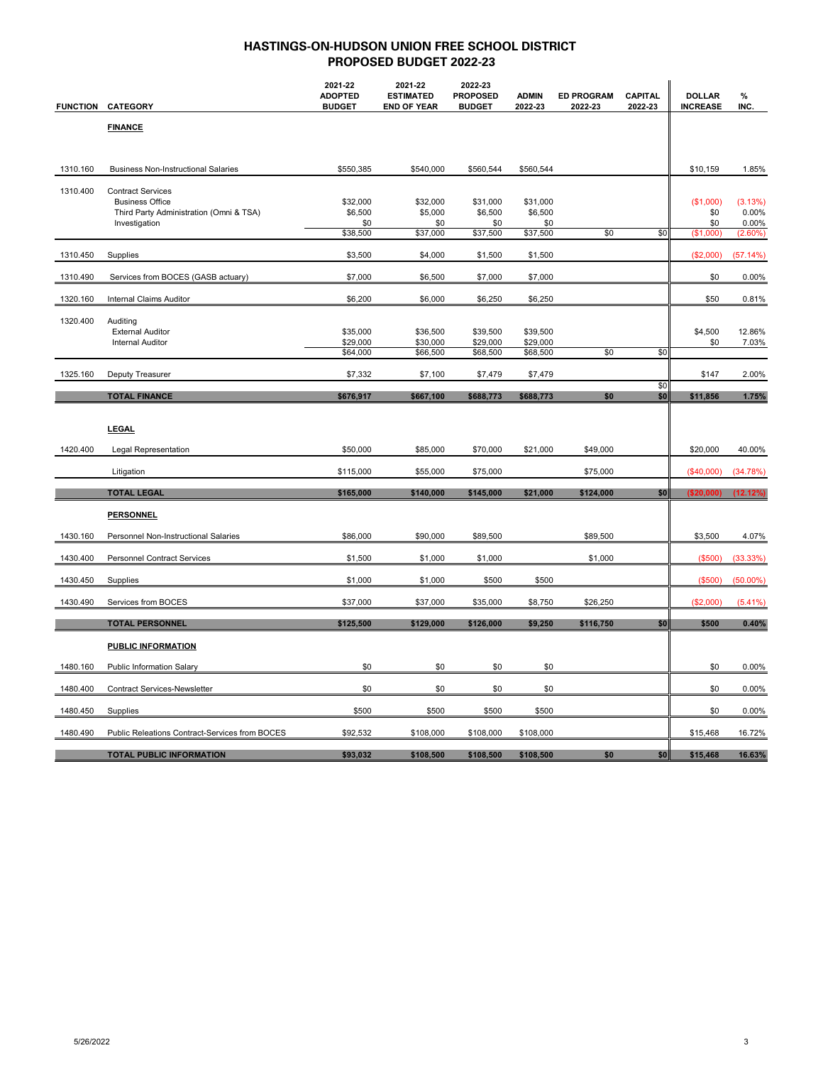# HASTINGS-ON-HUDSON UNION FREE SCHOOL DISTRICT
## PROPOSED BUDGET 2022-23

| FUNCTION | CATEGORY | 2021-22 ADOPTED BUDGET | 2021-22 ESTIMATED END OF YEAR | 2022-23 PROPOSED BUDGET | ADMIN 2022-23 | ED PROGRAM 2022-23 | CAPITAL 2022-23 | DOLLAR INCREASE | % INC. |
|---|---|---|---|---|---|---|---|---|---|
| | **FINANCE** | | | | | | | | |
| 1310.160 | Business Non-Instructional Salaries | $550,385 | $540,000 | $560,544 | $560,544 | | | $10,159 | 1.85% |
| 1310.400 | Contract Services | | | | | | | | |
| | Business Office | $32,000 | $32,000 | $31,000 | $31,000 | | | ($1,000) | (3.13%) |
| | Third Party Administration (Omni & TSA) | $6,500 | $5,000 | $6,500 | $6,500 | | | $0 | 0.00% |
| | Investigation | $0 | $0 | $0 | $0 | | | $0 | 0.00% |
| | | $38,500 | $37,000 | $37,500 | $37,500 | $0 | $0 | ($1,000) | (2.60%) |
| 1310.450 | Supplies | $3,500 | $4,000 | $1,500 | $1,500 | | | ($2,000) | (57.14%) |
| 1310.490 | Services from BOCES (GASB actuary) | $7,000 | $6,500 | $7,000 | $7,000 | | | $0 | 0.00% |
| 1320.160 | Internal Claims Auditor | $6,200 | $6,000 | $6,250 | $6,250 | | | $50 | 0.81% |
| 1320.400 | Auditing | | | | | | | | |
| | External Auditor | $35,000 | $36,500 | $39,500 | $39,500 | | | $4,500 | 12.86% |
| | Internal Auditor | $29,000 | $30,000 | $29,000 | $29,000 | | | $0 | 7.03% |
| | | $64,000 | $66,500 | $68,500 | $68,500 | $0 | $0 | | |
| 1325.160 | Deputy Treasurer | $7,332 | $7,100 | $7,479 | $7,479 | | $0 | $147 | 2.00% |
| | **TOTAL FINANCE** | **$676,917** | **$667,100** | **$688,773** | **$688,773** | **$0** | **$0** | **$11,856** | **1.75%** |
| | **LEGAL** | | | | | | | | |
| 1420.400 | Legal Representation | $50,000 | $85,000 | $70,000 | $21,000 | $49,000 | | $20,000 | 40.00% |
| | Litigation | $115,000 | $55,000 | $75,000 | | $75,000 | | ($40,000) | (34.78%) |
| | **TOTAL LEGAL** | **$165,000** | **$140,000** | **$145,000** | **$21,000** | **$124,000** | **$0** | **($20,000)** | **(12.12%)** |
| | **PERSONNEL** | | | | | | | | |
| 1430.160 | Personnel Non-Instructional Salaries | $86,000 | $90,000 | $89,500 | | $89,500 | | $3,500 | 4.07% |
| 1430.400 | Personnel Contract Services | $1,500 | $1,000 | $1,000 | | $1,000 | | ($500) | (33.33%) |
| 1430.450 | Supplies | $1,000 | $1,000 | $500 | $500 | | | ($500) | (50.00%) |
| 1430.490 | Services from BOCES | $37,000 | $37,000 | $35,000 | $8,750 | $26,250 | | ($2,000) | (5.41%) |
| | **TOTAL PERSONNEL** | **$125,500** | **$129,000** | **$126,000** | **$9,250** | **$116,750** | **$0** | **$500** | **0.40%** |
| | **PUBLIC INFORMATION** | | | | | | | | |
| 1480.160 | Public Information Salary | $0 | $0 | $0 | $0 | | | $0 | 0.00% |
| 1480.400 | Contract Services-Newsletter | $0 | $0 | $0 | $0 | | | $0 | 0.00% |
| 1480.450 | Supplies | $500 | $500 | $500 | $500 | | | $0 | 0.00% |
| 1480.490 | Public Releations Contract-Services from BOCES | $92,532 | $108,000 | $108,000 | $108,000 | | | $15,468 | 16.72% |
| | **TOTAL PUBLIC INFORMATION** | **$93,032** | **$108,500** | **$108,500** | **$108,500** | **$0** | **$0** | **$15,468** | **16.63%** |

5/26/2022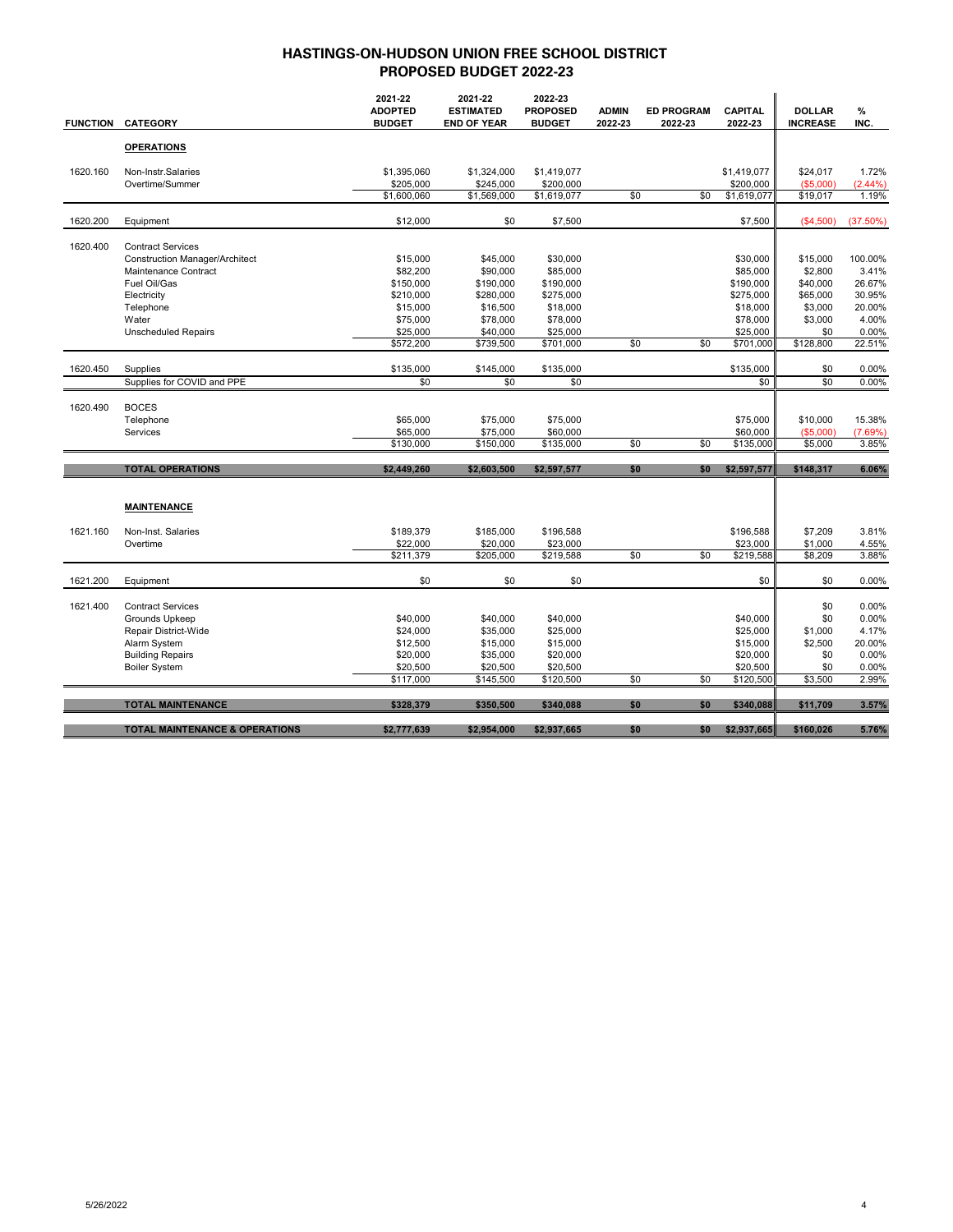# HASTINGS-ON-HUDSON UNION FREE SCHOOL DISTRICT
## PROPOSED BUDGET 2022-23

| FUNCTION | CATEGORY | 2021-22 ADOPTED BUDGET | 2021-22 ESTIMATED END OF YEAR | 2022-23 PROPOSED BUDGET | ADMIN 2022-23 | ED PROGRAM 2022-23 | CAPITAL 2022-23 | DOLLAR INCREASE | % INC. |
|---|---|---|---|---|---|---|---|---|---|
| | **OPERATIONS** | | | | | | | | |
| 1620.160 | Non-Instr.Salaries | $1,395,060 | $1,324,000 | $1,419,077 | | | $1,419,077 | $24,017 | 1.72% |
| | Overtime/Summer | $205,000 | $245,000 | $200,000 | | | $200,000 | ($5,000) | (2.44%) |
| | | $1,600,060 | $1,569,000 | $1,619,077 | $0 | $0 | $1,619,077 | $19,017 | 1.19% |
| 1620.200 | Equipment | $12,000 | $0 | $7,500 | | | $7,500 | ($4,500) | (37.50%) |
| 1620.400 | Contract Services | | | | | | | | |
| | Construction Manager/Architect | $15,000 | $45,000 | $30,000 | | | $30,000 | $15,000 | 100.00% |
| | Maintenance Contract | $82,200 | $90,000 | $85,000 | | | $85,000 | $2,800 | 3.41% |
| | Fuel Oil/Gas | $150,000 | $190,000 | $190,000 | | | $190,000 | $40,000 | 26.67% |
| | Electricity | $210,000 | $280,000 | $275,000 | | | $275,000 | $65,000 | 30.95% |
| | Telephone | $15,000 | $16,500 | $18,000 | | | $18,000 | $3,000 | 20.00% |
| | Water | $75,000 | $78,000 | $78,000 | | | $78,000 | $3,000 | 4.00% |
| | Unscheduled Repairs | $25,000 | $40,000 | $25,000 | | | $25,000 | $0 | 0.00% |
| | | $572,200 | $739,500 | $701,000 | $0 | $0 | $701,000 | $128,800 | 22.51% |
| 1620.450 | Supplies | $135,000 | $145,000 | $135,000 | | | $135,000 | $0 | 0.00% |
| | Supplies for COVID and PPE | $0 | $0 | $0 | | | $0 | $0 | 0.00% |
| 1620.490 | BOCES | | | | | | | | |
| | Telephone | $65,000 | $75,000 | $75,000 | | | $75,000 | $10,000 | 15.38% |
| | Services | $65,000 | $75,000 | $60,000 | | | $60,000 | ($5,000) | (7.69%) |
| | | $130,000 | $150,000 | $135,000 | $0 | $0 | $135,000 | $5,000 | 3.85% |
| | **TOTAL OPERATIONS** | **$2,449,260** | **$2,603,500** | **$2,597,577** | **$0** | **$0** | **$2,597,577** | **$148,317** | **6.06%** |
| | **MAINTENANCE** | | | | | | | | |
| 1621.160 | Non-Inst. Salaries | $189,379 | $185,000 | $196,588 | | | $196,588 | $7,209 | 3.81% |
| | Overtime | $22,000 | $20,000 | $23,000 | | | $23,000 | $1,000 | 4.55% |
| | | $211,379 | $205,000 | $219,588 | $0 | $0 | $219,588 | $8,209 | 3.88% |
| 1621.200 | Equipment | $0 | $0 | $0 | | | $0 | $0 | 0.00% |
| 1621.400 | Contract Services | | | | | | | $0 | 0.00% |
| | Grounds Upkeep | $40,000 | $40,000 | $40,000 | | | $40,000 | $0 | 0.00% |
| | Repair District-Wide | $24,000 | $35,000 | $25,000 | | | $25,000 | $1,000 | 4.17% |
| | Alarm System | $12,500 | $15,000 | $15,000 | | | $15,000 | $2,500 | 20.00% |
| | Building Repairs | $20,000 | $35,000 | $20,000 | | | $20,000 | $0 | 0.00% |
| | Boiler System | $20,500 | $20,500 | $20,500 | | | $20,500 | $0 | 0.00% |
| | | $117,000 | $145,500 | $120,500 | $0 | $0 | $120,500 | $3,500 | 2.99% |
| | **TOTAL MAINTENANCE** | **$328,379** | **$350,500** | **$340,088** | **$0** | **$0** | **$340,088** | **$11,709** | **3.57%** |
| | **TOTAL MAINTENANCE & OPERATIONS** | **$2,777,639** | **$2,954,000** | **$2,937,665** | **$0** | **$0** | **$2,937,665** | **$160,026** | **5.76%** |

5/26/2022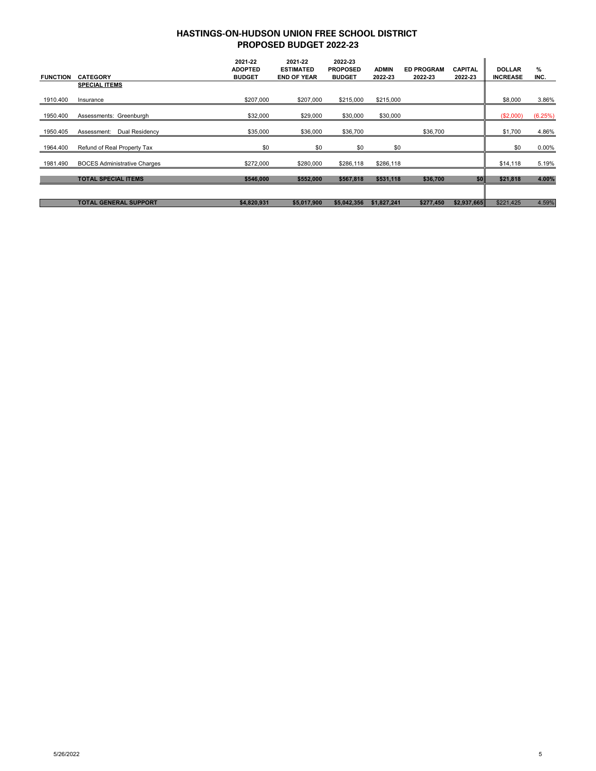## HASTINGS-ON-HUDSON UNION FREE SCHOOL DISTRICT
## PROPOSED BUDGET 2022-23

| FUNCTION | CATEGORY | 2021-22 ADOPTED BUDGET | 2021-22 ESTIMATED END OF YEAR | 2022-23 PROPOSED BUDGET | ADMIN 2022-23 | ED PROGRAM 2022-23 | CAPITAL 2022-23 | DOLLAR INCREASE | % INC. |
|---|---|---|---|---|---|---|---|---|---|
| | **SPECIAL ITEMS** | | | | | | | | |
| 1910.400 | Insurance | $207,000 | $207,000 | $215,000 | $215,000 | | | $8,000 | 3.86% |
| 1950.400 | Assessments: Greenburgh | $32,000 | $29,000 | $30,000 | $30,000 | | | ($2,000) | (6.25%) |
| 1950.405 | Assessment: Dual Residency | $35,000 | $36,000 | $36,700 | | $36,700 | | $1,700 | 4.86% |
| 1964.400 | Refund of Real Property Tax | $0 | $0 | $0 | $0 | | | $0 | 0.00% |
| 1981.490 | BOCES Administrative Charges | $272,000 | $280,000 | $286,118 | $286,118 | | | $14,118 | 5.19% |
| | **TOTAL SPECIAL ITEMS** | **$546,000** | **$552,000** | **$567,818** | **$531,118** | **$36,700** | **$0** | **$21,818** | **4.00%** |
| | **TOTAL GENERAL SUPPORT** | **$4,820,931** | **$5,017,900** | **$5,042,356** | **$1,827,241** | **$277,450** | **$2,937,665** | $221,425 | 4.59% |

5/26/2022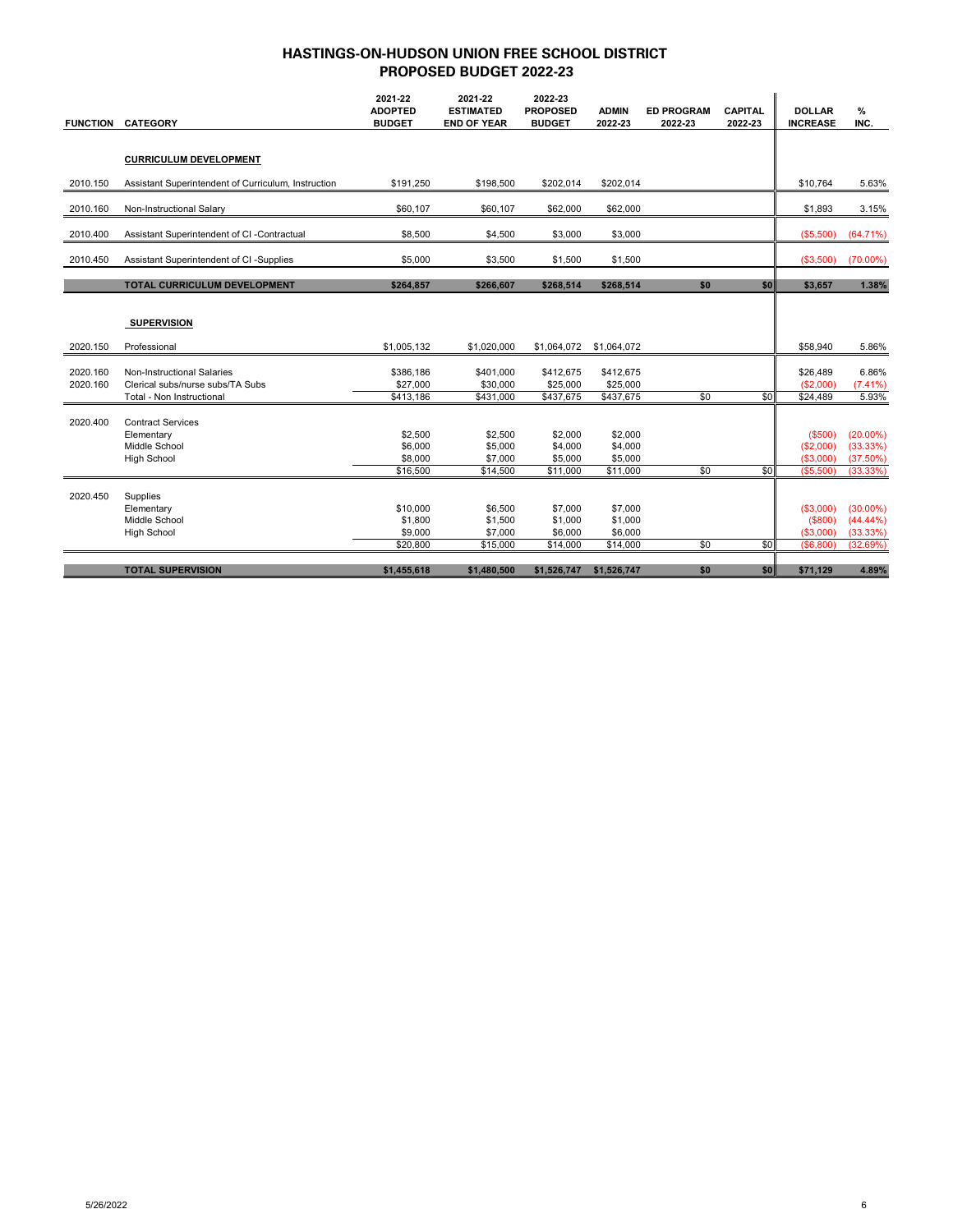# HASTINGS-ON-HUDSON UNION FREE SCHOOL DISTRICT
## PROPOSED BUDGET 2022-23

| FUNCTION | CATEGORY | 2021-22 ADOPTED BUDGET | 2021-22 ESTIMATED END OF YEAR | 2022-23 PROPOSED BUDGET | ADMIN 2022-23 | ED PROGRAM 2022-23 | CAPITAL 2022-23 | DOLLAR INCREASE | % INC. |
|---|---|---|---|---|---|---|---|---|---|
| | **CURRICULUM DEVELOPMENT** | | | | | | | | |
| 2010.150 | Assistant Superintendent of Curriculum, Instruction | $191,250 | $198,500 | $202,014 | $202,014 | | | $10,764 | 5.63% |
| 2010.160 | Non-Instructional Salary | $60,107 | $60,107 | $62,000 | $62,000 | | | $1,893 | 3.15% |
| 2010.400 | Assistant Superintendent of CI -Contractual | $8,500 | $4,500 | $3,000 | $3,000 | | | ($5,500) | (64.71%) |
| 2010.450 | Assistant Superintendent of CI -Supplies | $5,000 | $3,500 | $1,500 | $1,500 | | | ($3,500) | (70.00%) |
| | **TOTAL CURRICULUM DEVELOPMENT** | **$264,857** | **$266,607** | **$268,514** | **$268,514** | **$0** | **$0** | **$3,657** | **1.38%** |
| | **SUPERVISION** | | | | | | | | |
| 2020.150 | Professional | $1,005,132 | $1,020,000 | $1,064,072 | $1,064,072 | | | $58,940 | 5.86% |
| 2020.160 | Non-Instructional Salaries | $386,186 | $401,000 | $412,675 | $412,675 | | | $26,489 | 6.86% |
| 2020.160 | Clerical subs/nurse subs/TA Subs | $27,000 | $30,000 | $25,000 | $25,000 | | | ($2,000) | (7.41%) |
| | Total - Non Instructional | $413,186 | $431,000 | $437,675 | $437,675 | $0 | $0 | $24,489 | 5.93% |
| 2020.400 | Contract Services | | | | | | | | |
| | Elementary | $2,500 | $2,500 | $2,000 | $2,000 | | | ($500) | (20.00%) |
| | Middle School | $6,000 | $5,000 | $4,000 | $4,000 | | | ($2,000) | (33.33%) |
| | High School | $8,000 | $7,000 | $5,000 | $5,000 | | | ($3,000) | (37.50%) |
| | | $16,500 | $14,500 | $11,000 | $11,000 | $0 | $0 | ($5,500) | (33.33%) |
| 2020.450 | Supplies | | | | | | | | |
| | Elementary | $10,000 | $6,500 | $7,000 | $7,000 | | | ($3,000) | (30.00%) |
| | Middle School | $1,800 | $1,500 | $1,000 | $1,000 | | | ($800) | (44.44%) |
| | High School | $9,000 | $7,000 | $6,000 | $6,000 | | | ($3,000) | (33.33%) |
| | | $20,800 | $15,000 | $14,000 | $14,000 | $0 | $0 | ($6,800) | (32.69%) |
| | **TOTAL SUPERVISION** | **$1,455,618** | **$1,480,500** | **$1,526,747** | **$1,526,747** | **$0** | **$0** | **$71,129** | **4.89%** |

5/26/2022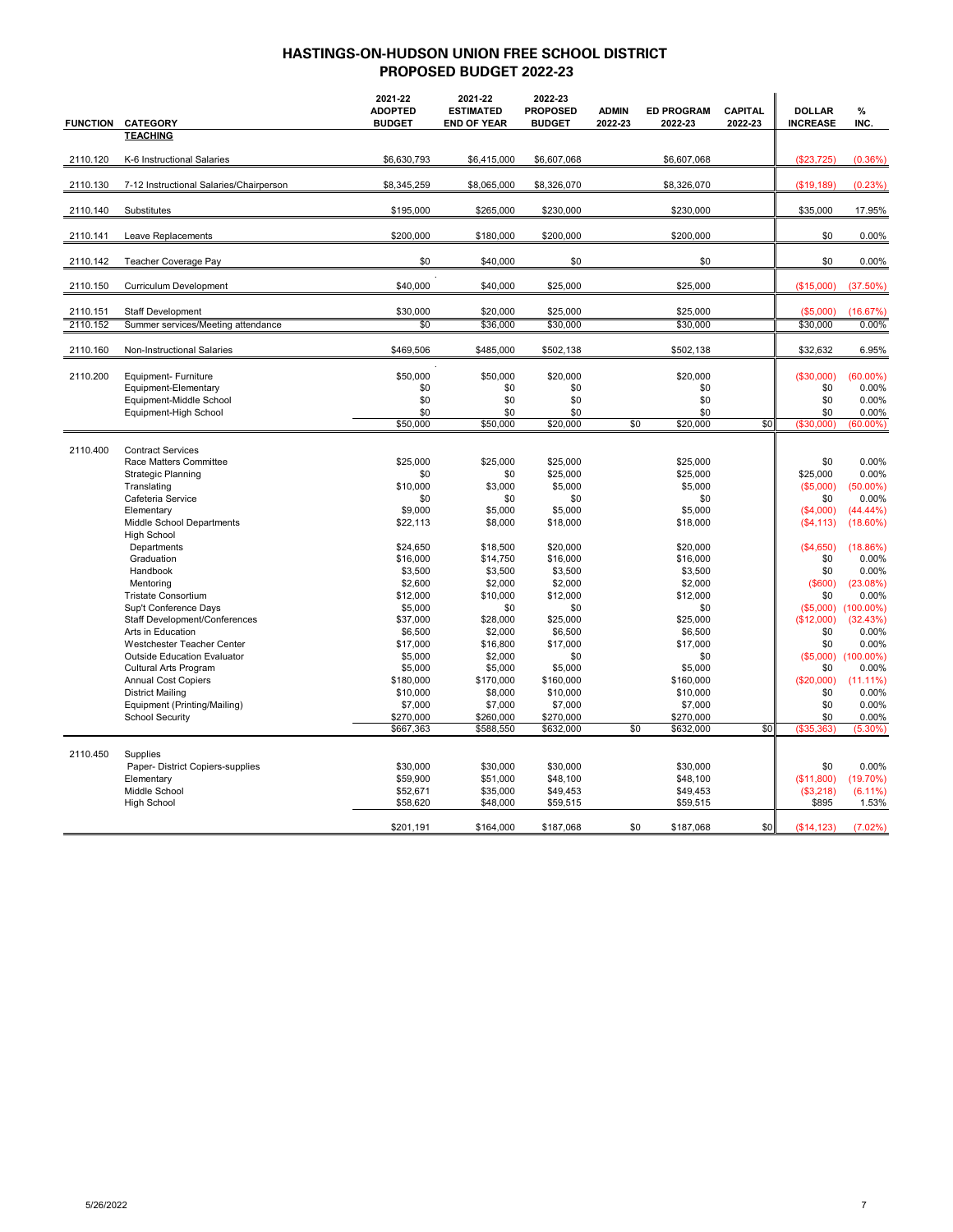# HASTINGS-ON-HUDSON UNION FREE SCHOOL DISTRICT
## PROPOSED BUDGET 2022-23

| FUNCTION | CATEGORY | 2021-22 ADOPTED BUDGET | 2021-22 ESTIMATED END OF YEAR | 2022-23 PROPOSED BUDGET | ADMIN 2022-23 | ED PROGRAM 2022-23 | CAPITAL 2022-23 | DOLLAR INCREASE | % INC. |
|---|---|---|---|---|---|---|---|---|---|
| | **TEACHING** | | | | | | | | |
| 2110.120 | K-6 Instructional Salaries | $6,630,793 | $6,415,000 | $6,607,068 | | $6,607,068 | | ($23,725) | (0.36%) |
| 2110.130 | 7-12 Instructional Salaries/Chairperson | $8,345,259 | $8,065,000 | $8,326,070 | | $8,326,070 | | ($19,189) | (0.23%) |
| 2110.140 | Substitutes | $195,000 | $265,000 | $230,000 | | $230,000 | | $35,000 | 17.95% |
| 2110.141 | Leave Replacements | $200,000 | $180,000 | $200,000 | | $200,000 | | $0 | 0.00% |
| 2110.142 | Teacher Coverage Pay | $0 | $40,000 | $0 | | $0 | | $0 | 0.00% |
| 2110.150 | Curriculum Development | $40,000 | $40,000 | $25,000 | | $25,000 | | ($15,000) | (37.50%) |
| 2110.151 | Staff Development | $30,000 | $20,000 | $25,000 | | $25,000 | | ($5,000) | (16.67%) |
| 2110.152 | Summer services/Meeting attendance | $0 | $36,000 | $30,000 | | $30,000 | | $30,000 | 0.00% |
| 2110.160 | Non-Instructional Salaries | $469,506 | $485,000 | $502,138 | | $502,138 | | $32,632 | 6.95% |
| 2110.200 | Equipment- Furniture | $50,000 | $50,000 | $20,000 | | $20,000 | | ($30,000) | (60.00%) |
| | Equipment-Elementary | $0 | $0 | $0 | | $0 | | $0 | 0.00% |
| | Equipment-Middle School | $0 | $0 | $0 | | $0 | | $0 | 0.00% |
| | Equipment-High School | $0 | $0 | $0 | | $0 | | $0 | 0.00% |
| | | $50,000 | $50,000 | $20,000 | $0 | $20,000 | $0 | ($30,000) | (60.00%) |
| 2110.400 | Contract Services | | | | | | | | |
| | Race Matters Committee | $25,000 | $25,000 | $25,000 | | $25,000 | | $0 | 0.00% |
| | Strategic Planning | $0 | $0 | $25,000 | | $25,000 | | $25,000 | 0.00% |
| | Translating | $10,000 | $3,000 | $5,000 | | $5,000 | | ($5,000) | (50.00%) |
| | Cafeteria Service | $0 | $0 | $0 | | $0 | | $0 | 0.00% |
| | Elementary | $9,000 | $5,000 | $5,000 | | $5,000 | | ($4,000) | (44.44%) |
| | Middle School Departments | $22,113 | $8,000 | $18,000 | | $18,000 | | ($4,113) | (18.60%) |
| | High School | | | | | | | | |
| | Departments | $24,650 | $18,500 | $20,000 | | $20,000 | | ($4,650) | (18.86%) |
| | Graduation | $16,000 | $14,750 | $16,000 | | $16,000 | | $0 | 0.00% |
| | Handbook | $3,500 | $3,500 | $3,500 | | $3,500 | | $0 | 0.00% |
| | Mentoring | $2,600 | $2,000 | $2,000 | | $2,000 | | ($600) | (23.08%) |
| | Tristate Consortium | $12,000 | $10,000 | $12,000 | | $12,000 | | $0 | 0.00% |
| | Sup't Conference Days | $5,000 | $0 | $0 | | $0 | | ($5,000) | (100.00%) |
| | Staff Development/Conferences | $37,000 | $28,000 | $25,000 | | $25,000 | | ($12,000) | (32.43%) |
| | Arts in Education | $6,500 | $2,000 | $6,500 | | $6,500 | | $0 | 0.00% |
| | Westchester Teacher Center | $17,000 | $16,800 | $17,000 | | $17,000 | | $0 | 0.00% |
| | Outside Education Evaluator | $5,000 | $2,000 | $0 | | $0 | | ($5,000) | (100.00%) |
| | Cultural Arts Program | $5,000 | $5,000 | $5,000 | | $5,000 | | $0 | 0.00% |
| | Annual Cost Copiers | $180,000 | $170,000 | $160,000 | | $160,000 | | ($20,000) | (11.11%) |
| | District Mailing | $10,000 | $8,000 | $10,000 | | $10,000 | | $0 | 0.00% |
| | Equipment (Printing/Mailing) | $7,000 | $7,000 | $7,000 | | $7,000 | | $0 | 0.00% |
| | School Security | $270,000 | $260,000 | $270,000 | | $270,000 | | $0 | 0.00% |
| | | $667,363 | $588,550 | $632,000 | $0 | $632,000 | $0 | ($35,363) | (5.30%) |
| 2110.450 | Supplies | | | | | | | | |
| | Paper- District Copiers-supplies | $30,000 | $30,000 | $30,000 | | $30,000 | | $0 | 0.00% |
| | Elementary | $59,900 | $51,000 | $48,100 | | $48,100 | | ($11,800) | (19.70%) |
| | Middle School | $52,671 | $35,000 | $49,453 | | $49,453 | | ($3,218) | (6.11%) |
| | High School | $58,620 | $48,000 | $59,515 | | $59,515 | | $895 | 1.53% |
| | | $201,191 | $164,000 | $187,068 | $0 | $187,068 | $0 | ($14,123) | (7.02%) |

5/26/2022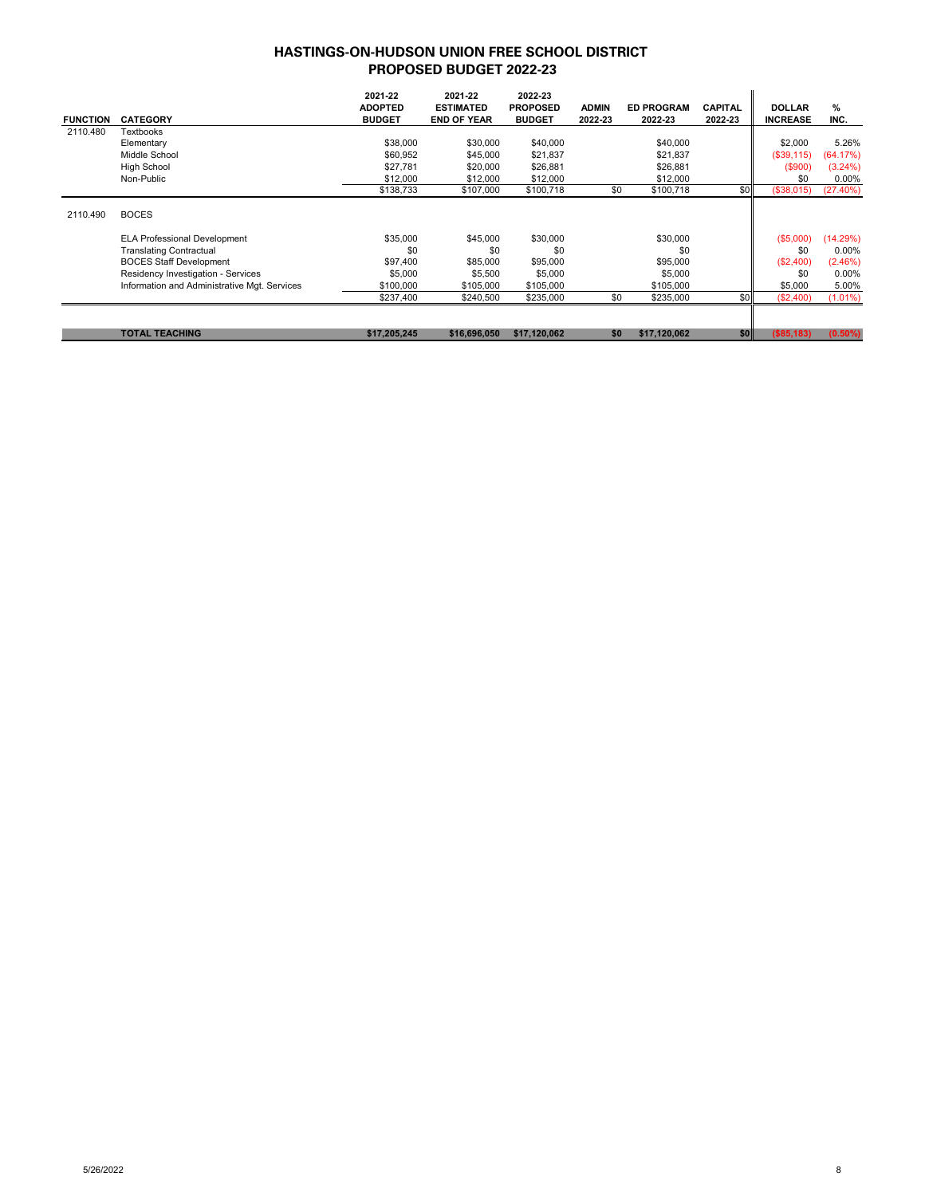# HASTINGS-ON-HUDSON UNION FREE SCHOOL DISTRICT
## PROPOSED BUDGET 2022-23

| FUNCTION | CATEGORY | 2021-22 ADOPTED BUDGET | 2021-22 ESTIMATED END OF YEAR | 2022-23 PROPOSED BUDGET | ADMIN 2022-23 | ED PROGRAM 2022-23 | CAPITAL 2022-23 | DOLLAR INCREASE | % INC. |
|---|---|---|---|---|---|---|---|---|---|
| 2110.480 | Textbooks | | | | | | | | |
| | Elementary | $38,000 | $30,000 | $40,000 | | $40,000 | | $2,000 | 5.26% |
| | Middle School | $60,952 | $45,000 | $21,837 | | $21,837 | | ($39,115) | (64.17%) |
| | High School | $27,781 | $20,000 | $26,881 | | $26,881 | | ($900) | (3.24%) |
| | Non-Public | $12,000 | $12,000 | $12,000 | | $12,000 | | $0 | 0.00% |
| | | $138,733 | $107,000 | $100,718 | $0 | $100,718 | $0 | ($38,015) | (27.40%) |
| 2110.490 | BOCES | | | | | | | | |
| | ELA Professional Development | $35,000 | $45,000 | $30,000 | | $30,000 | | ($5,000) | (14.29%) |
| | Translating Contractual | $0 | $0 | $0 | | $0 | | $0 | 0.00% |
| | BOCES Staff Development | $97,400 | $85,000 | $95,000 | | $95,000 | | ($2,400) | (2.46%) |
| | Residency Investigation - Services | $5,000 | $5,500 | $5,000 | | $5,000 | | $0 | 0.00% |
| | Information and Administrative Mgt. Services | $100,000 | $105,000 | $105,000 | | $105,000 | | $5,000 | 5.00% |
| | | $237,400 | $240,500 | $235,000 | $0 | $235,000 | $0 | ($2,400) | (1.01%) |
| | **TOTAL TEACHING** | **$17,205,245** | **$16,696,050** | **$17,120,062** | **$0** | **$17,120,062** | **$0** | **($85,183)** | **(0.50%)** |

5/26/2022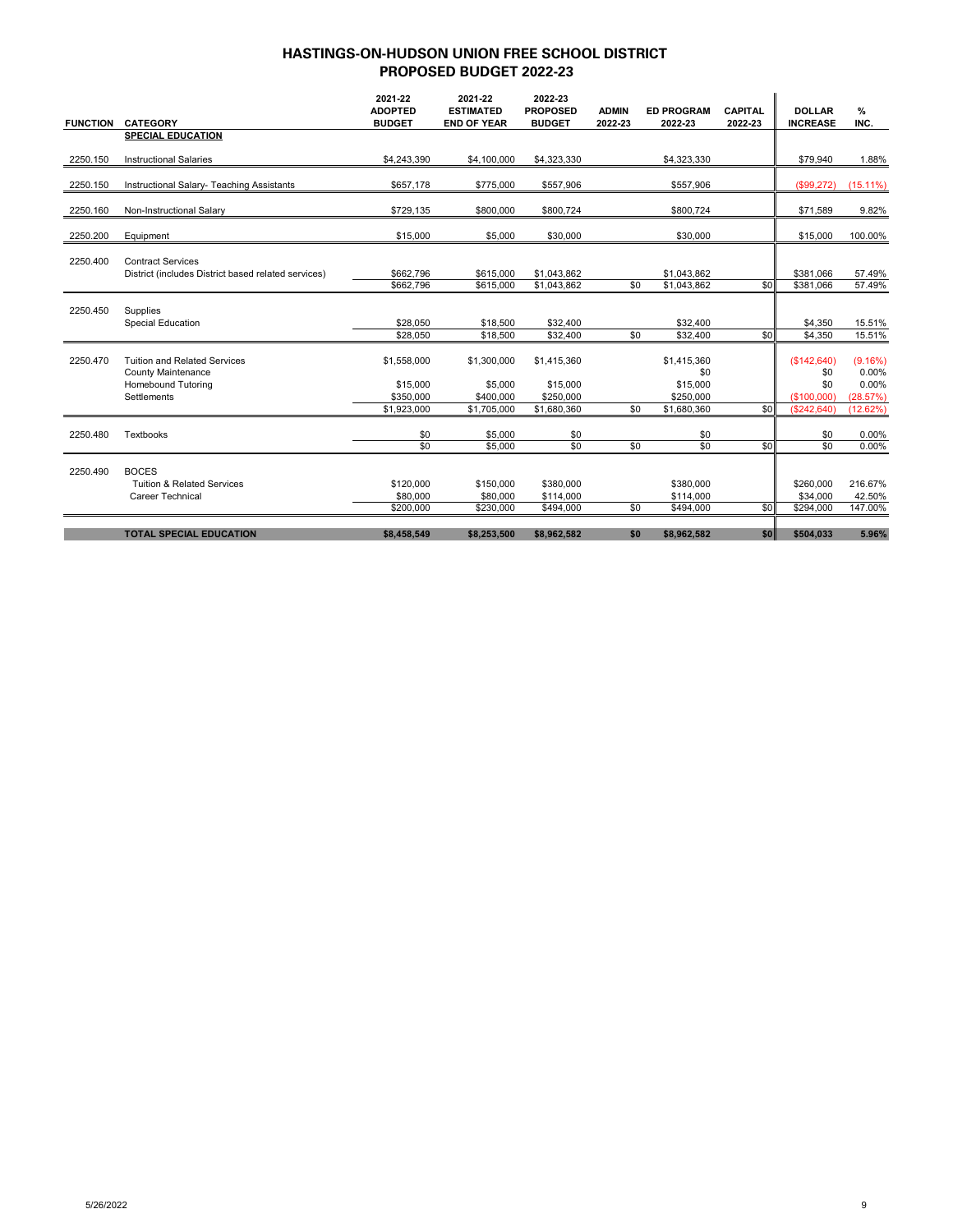# HASTINGS-ON-HUDSON UNION FREE SCHOOL DISTRICT
## PROPOSED BUDGET 2022-23

| FUNCTION | CATEGORY | 2021-22 ADOPTED BUDGET | 2021-22 ESTIMATED END OF YEAR | 2022-23 PROPOSED BUDGET | ADMIN 2022-23 | ED PROGRAM 2022-23 | CAPITAL 2022-23 | DOLLAR INCREASE | % INC. |
|---|---|---|---|---|---|---|---|---|---|
| | **SPECIAL EDUCATION** | | | | | | | | |
| 2250.150 | Instructional Salaries | $4,243,390 | $4,100,000 | $4,323,330 | | $4,323,330 | | $79,940 | 1.88% |
| 2250.150 | Instructional Salary- Teaching Assistants | $657,178 | $775,000 | $557,906 | | $557,906 | | ($99,272) | (15.11%) |
| 2250.160 | Non-Instructional Salary | $729,135 | $800,000 | $800,724 | | $800,724 | | $71,589 | 9.82% |
| 2250.200 | Equipment | $15,000 | $5,000 | $30,000 | | $30,000 | | $15,000 | 100.00% |
| 2250.400 | Contract Services | | | | | | | | |
| | District (includes District based related services) | $662,796 | $615,000 | $1,043,862 | | $1,043,862 | | $381,066 | 57.49% |
| | | $662,796 | $615,000 | $1,043,862 | $0 | $1,043,862 | $0 | $381,066 | 57.49% |
| 2250.450 | Supplies | | | | | | | | |
| | Special Education | $28,050 | $18,500 | $32,400 | | $32,400 | | $4,350 | 15.51% |
| | | $28,050 | $18,500 | $32,400 | $0 | $32,400 | $0 | $4,350 | 15.51% |
| 2250.470 | Tuition and Related Services | $1,558,000 | $1,300,000 | $1,415,360 | | $1,415,360 | | ($142,640) | (9.16%) |
| | County Maintenance | | | | | $0 | | $0 | 0.00% |
| | Homebound Tutoring | $15,000 | $5,000 | $15,000 | | $15,000 | | $0 | 0.00% |
| | Settlements | $350,000 | $400,000 | $250,000 | | $250,000 | | ($100,000) | (28.57%) |
| | | $1,923,000 | $1,705,000 | $1,680,360 | $0 | $1,680,360 | $0 | ($242,640) | (12.62%) |
| 2250.480 | Textbooks | $0 | $5,000 | $0 | | $0 | | $0 | 0.00% |
| | | $0 | $5,000 | $0 | $0 | $0 | $0 | $0 | 0.00% |
| 2250.490 | BOCES | | | | | | | | |
| | Tuition & Related Services | $120,000 | $150,000 | $380,000 | | $380,000 | | $260,000 | 216.67% |
| | Career Technical | $80,000 | $80,000 | $114,000 | | $114,000 | | $34,000 | 42.50% |
| | | $200,000 | $230,000 | $494,000 | $0 | $494,000 | $0 | $294,000 | 147.00% |
| | **TOTAL SPECIAL EDUCATION** | **$8,458,549** | **$8,253,500** | **$8,962,582** | **$0** | **$8,962,582** | **$0** | **$504,033** | **5.96%** |

5/26/2022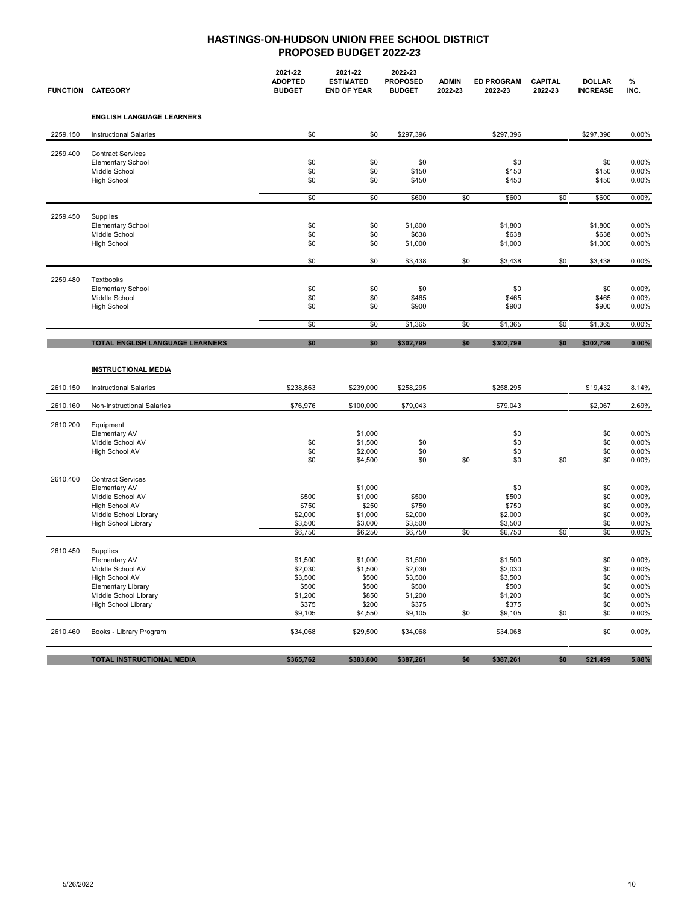# HASTINGS-ON-HUDSON UNION FREE SCHOOL DISTRICT
## PROPOSED BUDGET 2022-23

| FUNCTION | CATEGORY | 2021-22 ADOPTED BUDGET | 2021-22 ESTIMATED END OF YEAR | 2022-23 PROPOSED BUDGET | ADMIN 2022-23 | ED PROGRAM 2022-23 | CAPITAL 2022-23 | DOLLAR INCREASE | % INC. |
|---|---|---|---|---|---|---|---|---|---|
| | **ENGLISH LANGUAGE LEARNERS** | | | | | | | | |
| 2259.150 | Instructional Salaries | $0 | $0 | $297,396 | | $297,396 | | $297,396 | 0.00% |
| 2259.400 | Contract Services | | | | | | | | |
| | Elementary School | $0 | $0 | $0 | | $0 | | $0 | 0.00% |
| | Middle School | $0 | $0 | $150 | | $150 | | $150 | 0.00% |
| | High School | $0 | $0 | $450 | | $450 | | $450 | 0.00% |
| | | $0 | $0 | $600 | $0 | $600 | $0 | $600 | 0.00% |
| 2259.450 | Supplies | | | | | | | | |
| | Elementary School | $0 | $0 | $1,800 | | $1,800 | | $1,800 | 0.00% |
| | Middle School | $0 | $0 | $638 | | $638 | | $638 | 0.00% |
| | High School | $0 | $0 | $1,000 | | $1,000 | | $1,000 | 0.00% |
| | | $0 | $0 | $3,438 | $0 | $3,438 | $0 | $3,438 | 0.00% |
| 2259.480 | Textbooks | | | | | | | | |
| | Elementary School | $0 | $0 | $0 | | $0 | | $0 | 0.00% |
| | Middle School | $0 | $0 | $465 | | $465 | | $465 | 0.00% |
| | High School | $0 | $0 | $900 | | $900 | | $900 | 0.00% |
| | | $0 | $0 | $1,365 | $0 | $1,365 | $0 | $1,365 | 0.00% |
| | **TOTAL ENGLISH LANGUAGE LEARNERS** | **$0** | **$0** | **$302,799** | **$0** | **$302,799** | **$0** | **$302,799** | **0.00%** |
| | **INSTRUCTIONAL MEDIA** | | | | | | | | |
| 2610.150 | Instructional Salaries | $238,863 | $239,000 | $258,295 | | $258,295 | | $19,432 | 8.14% |
| 2610.160 | Non-Instructional Salaries | $76,976 | $100,000 | $79,043 | | $79,043 | | $2,067 | 2.69% |
| 2610.200 | Equipment | | | | | | | | |
| | Elementary AV | | $1,000 | | | $0 | | $0 | 0.00% |
| | Middle School AV | $0 | $1,500 | $0 | | $0 | | $0 | 0.00% |
| | High School AV | $0 | $2,000 | $0 | | $0 | | $0 | 0.00% |
| | | $0 | $4,500 | $0 | $0 | $0 | $0 | $0 | 0.00% |
| 2610.400 | Contract Services | | | | | | | | |
| | Elementary AV | | $1,000 | | | $0 | | $0 | 0.00% |
| | Middle School AV | $500 | $1,000 | $500 | | $500 | | $0 | 0.00% |
| | High School AV | $750 | $250 | $750 | | $750 | | $0 | 0.00% |
| | Middle School Library | $2,000 | $1,000 | $2,000 | | $2,000 | | $0 | 0.00% |
| | High School Library | $3,500 | $3,000 | $3,500 | | $3,500 | | $0 | 0.00% |
| | | $6,750 | $6,250 | $6,750 | $0 | $6,750 | $0 | $0 | 0.00% |
| 2610.450 | Supplies | | | | | | | | |
| | Elementary AV | $1,500 | $1,000 | $1,500 | | $1,500 | | $0 | 0.00% |
| | Middle School AV | $2,030 | $1,500 | $2,030 | | $2,030 | | $0 | 0.00% |
| | High School AV | $3,500 | $500 | $3,500 | | $3,500 | | $0 | 0.00% |
| | Elementary Library | $500 | $500 | $500 | | $500 | | $0 | 0.00% |
| | Middle School Library | $1,200 | $850 | $1,200 | | $1,200 | | $0 | 0.00% |
| | High School Library | $375 | $200 | $375 | | $375 | | $0 | 0.00% |
| | | $9,105 | $4,550 | $9,105 | $0 | $9,105 | $0 | $0 | 0.00% |
| 2610.460 | Books - Library Program | $34,068 | $29,500 | $34,068 | | $34,068 | | $0 | 0.00% |
| | **TOTAL INSTRUCTIONAL MEDIA** | **$365,762** | **$383,800** | **$387,261** | **$0** | **$387,261** | **$0** | **$21,499** | **5.88%** |

5/26/2022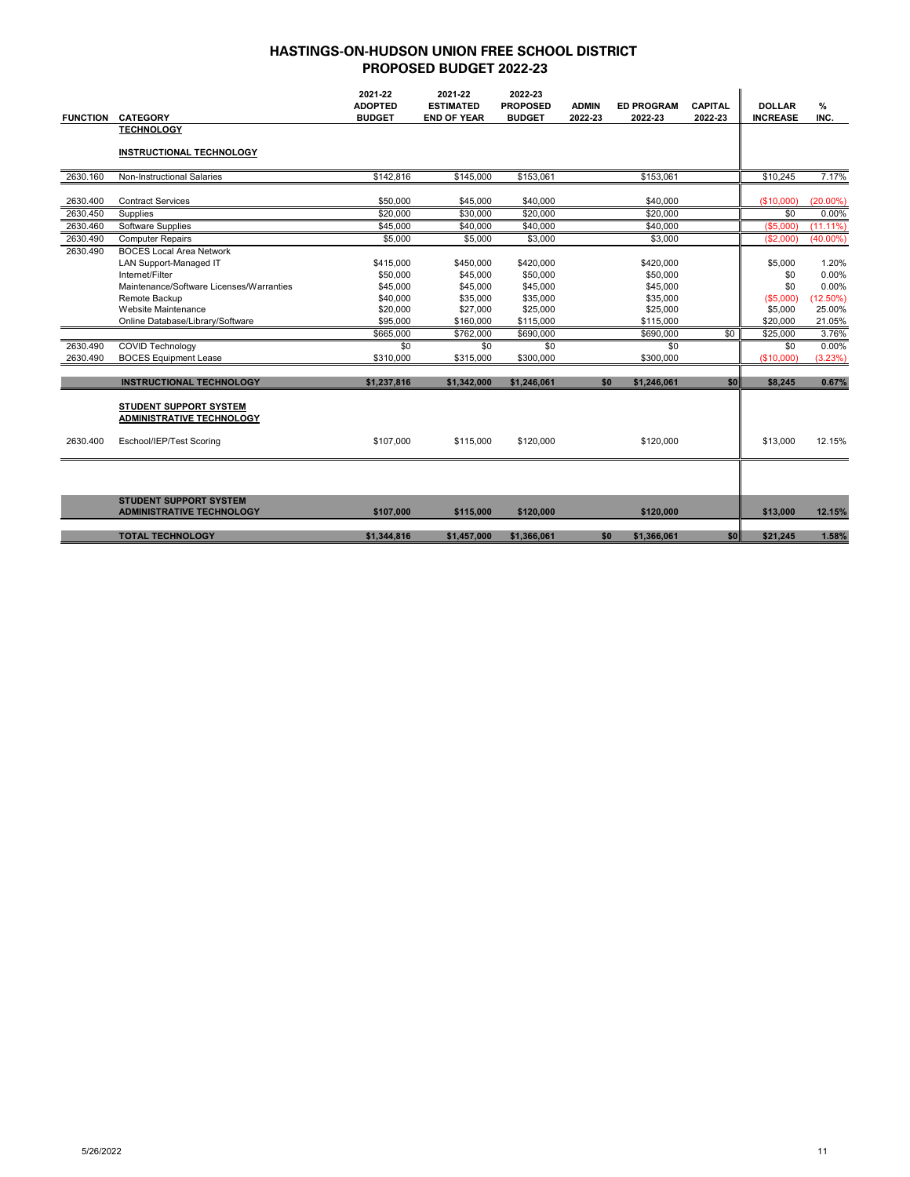# HASTINGS-ON-HUDSON UNION FREE SCHOOL DISTRICT
## PROPOSED BUDGET 2022-23

| FUNCTION | CATEGORY | 2021-22 ADOPTED BUDGET | 2021-22 ESTIMATED END OF YEAR | 2022-23 PROPOSED BUDGET | ADMIN 2022-23 | ED PROGRAM 2022-23 | CAPITAL 2022-23 | DOLLAR INCREASE | % INC. |
|---|---|---|---|---|---|---|---|---|---|
| | **TECHNOLOGY** | | | | | | | | |
| | **INSTRUCTIONAL TECHNOLOGY** | | | | | | | | |
| 2630.160 | Non-Instructional Salaries | $142,816 | $145,000 | $153,061 | | $153,061 | | $10,245 | 7.17% |
| 2630.400 | Contract Services | $50,000 | $45,000 | $40,000 | | $40,000 | | ($10,000) | (20.00%) |
| 2630.450 | Supplies | $20,000 | $30,000 | $20,000 | | $20,000 | | $0 | 0.00% |
| 2630.460 | Software Supplies | $45,000 | $40,000 | $40,000 | | $40,000 | | ($5,000) | (11.11%) |
| 2630.490 | Computer Repairs | $5,000 | $5,000 | $3,000 | | $3,000 | | ($2,000) | (40.00%) |
| 2630.490 | BOCES Local Area Network | | | | | | | | |
| | LAN Support-Managed IT | $415,000 | $450,000 | $420,000 | | $420,000 | | $5,000 | 1.20% |
| | Internet/Filter | $50,000 | $45,000 | $50,000 | | $50,000 | | $0 | 0.00% |
| | Maintenance/Software Licenses/Warranties | $45,000 | $45,000 | $45,000 | | $45,000 | | $0 | 0.00% |
| | Remote Backup | $40,000 | $35,000 | $35,000 | | $35,000 | | ($5,000) | (12.50%) |
| | Website Maintenance | $20,000 | $27,000 | $25,000 | | $25,000 | | $5,000 | 25.00% |
| | Online Database/Library/Software | $95,000 | $160,000 | $115,000 | | $115,000 | | $20,000 | 21.05% |
| | | $665,000 | $762,000 | $690,000 | | $690,000 | $0 | $25,000 | 3.76% |
| 2630.490 | COVID Technology | $0 | $0 | $0 | | $0 | | $0 | 0.00% |
| 2630.490 | BOCES Equipment Lease | $310,000 | $315,000 | $300,000 | | $300,000 | | ($10,000) | (3.23%) |
| | **INSTRUCTIONAL TECHNOLOGY** | **$1,237,816** | **$1,342,000** | **$1,246,061** | **$0** | **$1,246,061** | **$0** | **$8,245** | **0.67%** |
| | **STUDENT SUPPORT SYSTEM ADMINISTRATIVE TECHNOLOGY** | | | | | | | | |
| 2630.400 | Eschool/IEP/Test Scoring | $107,000 | $115,000 | $120,000 | | $120,000 | | $13,000 | 12.15% |
| | **STUDENT SUPPORT SYSTEM ADMINISTRATIVE TECHNOLOGY** | **$107,000** | **$115,000** | **$120,000** | | **$120,000** | | **$13,000** | **12.15%** |
| | **TOTAL TECHNOLOGY** | **$1,344,816** | **$1,457,000** | **$1,366,061** | **$0** | **$1,366,061** | **$0** | **$21,245** | **1.58%** |

5/26/2022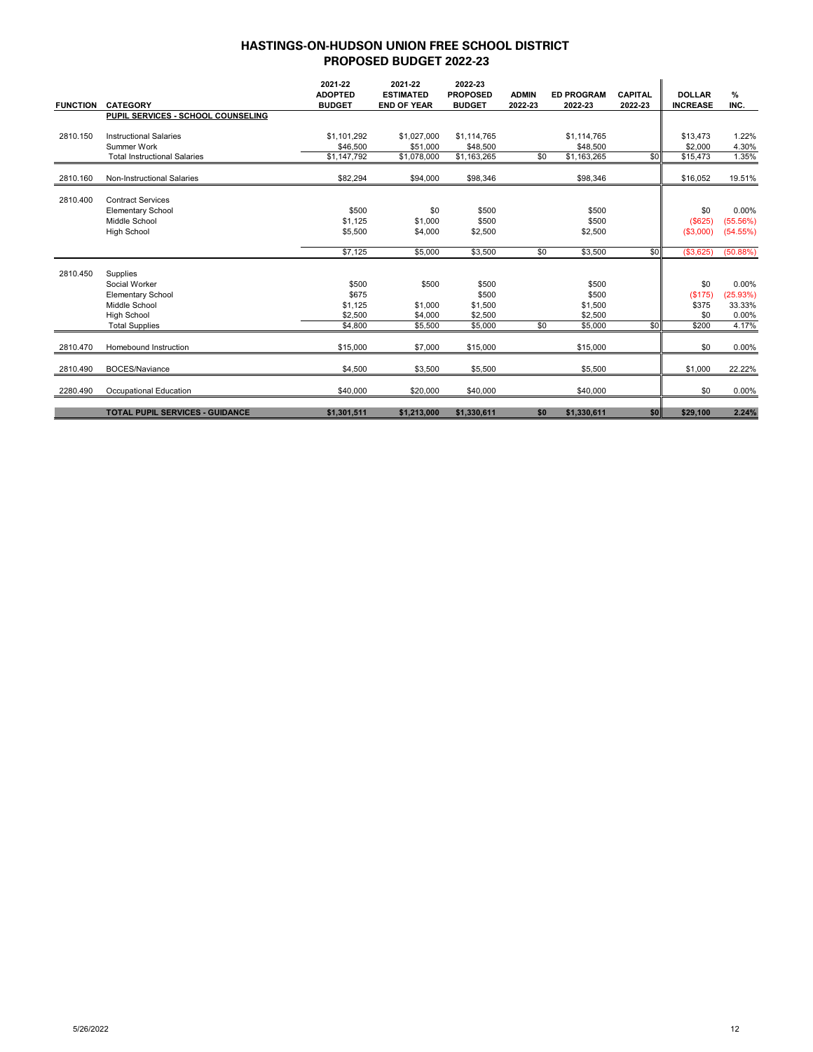# HASTINGS-ON-HUDSON UNION FREE SCHOOL DISTRICT
## PROPOSED BUDGET 2022-23

| FUNCTION | CATEGORY | 2021-22 ADOPTED BUDGET | 2021-22 ESTIMATED END OF YEAR | 2022-23 PROPOSED BUDGET | ADMIN 2022-23 | ED PROGRAM 2022-23 | CAPITAL 2022-23 | DOLLAR INCREASE | % INC. |
|---|---|---|---|---|---|---|---|---|---|
| | **PUPIL SERVICES - SCHOOL COUNSELING** | | | | | | | | |
| 2810.150 | Instructional Salaries | $1,101,292 | $1,027,000 | $1,114,765 | | $1,114,765 | | $13,473 | 1.22% |
| | Summer Work | $46,500 | $51,000 | $48,500 | | $48,500 | | $2,000 | 4.30% |
| | Total Instructional Salaries | $1,147,792 | $1,078,000 | $1,163,265 | $0 | $1,163,265 | $0 | $15,473 | 1.35% |
| 2810.160 | Non-Instructional Salaries | $82,294 | $94,000 | $98,346 | | $98,346 | | $16,052 | 19.51% |
| 2810.400 | Contract Services | | | | | | | | |
| | Elementary School | $500 | $0 | $500 | | $500 | | $0 | 0.00% |
| | Middle School | $1,125 | $1,000 | $500 | | $500 | | ($625) | (55.56%) |
| | High School | $5,500 | $4,000 | $2,500 | | $2,500 | | ($3,000) | (54.55%) |
| | | $7,125 | $5,000 | $3,500 | $0 | $3,500 | $0 | ($3,625) | (50.88%) |
| 2810.450 | Supplies | | | | | | | | |
| | Social Worker | $500 | $500 | $500 | | $500 | | $0 | 0.00% |
| | Elementary School | $675 | | $500 | | $500 | | ($175) | (25.93%) |
| | Middle School | $1,125 | $1,000 | $1,500 | | $1,500 | | $375 | 33.33% |
| | High School | $2,500 | $4,000 | $2,500 | | $2,500 | | $0 | 0.00% |
| | Total Supplies | $4,800 | $5,500 | $5,000 | $0 | $5,000 | $0 | $200 | 4.17% |
| 2810.470 | Homebound Instruction | $15,000 | $7,000 | $15,000 | | $15,000 | | $0 | 0.00% |
| 2810.490 | BOCES/Naviance | $4,500 | $3,500 | $5,500 | | $5,500 | | $1,000 | 22.22% |
| 2280.490 | Occupational Education | $40,000 | $20,000 | $40,000 | | $40,000 | | $0 | 0.00% |
| | **TOTAL PUPIL SERVICES - GUIDANCE** | **$1,301,511** | **$1,213,000** | **$1,330,611** | **$0** | **$1,330,611** | **$0** | **$29,100** | **2.24%** |

5/26/2022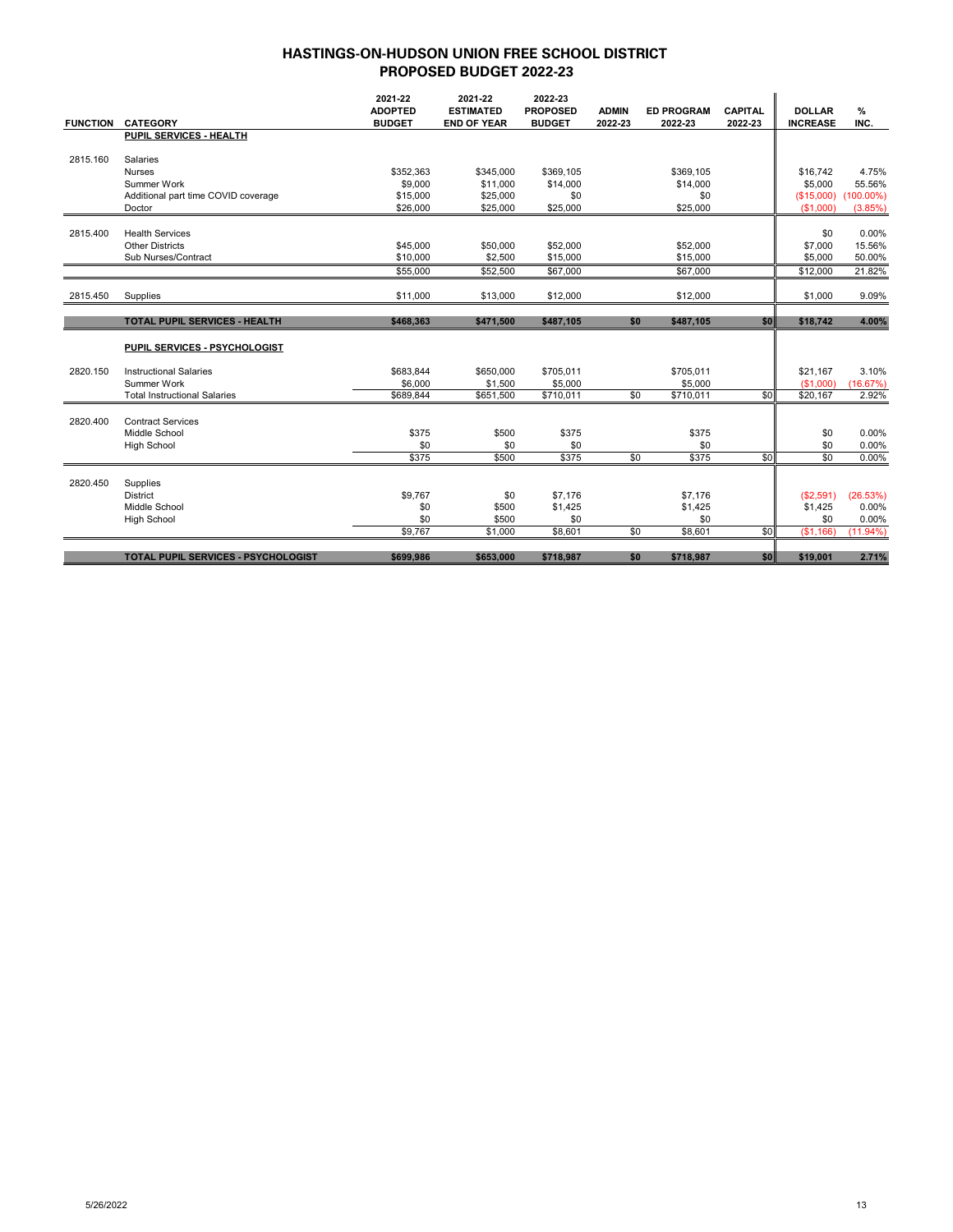# HASTINGS-ON-HUDSON UNION FREE SCHOOL DISTRICT
## PROPOSED BUDGET 2022-23

| FUNCTION | CATEGORY | 2021-22 ADOPTED BUDGET | 2021-22 ESTIMATED END OF YEAR | 2022-23 PROPOSED BUDGET | ADMIN 2022-23 | ED PROGRAM 2022-23 | CAPITAL 2022-23 | DOLLAR INCREASE | % INC. |
|---|---|---|---|---|---|---|---|---|---|
| | **PUPIL SERVICES - HEALTH** | | | | | | | | |
| 2815.160 | Salaries | | | | | | | | |
| | Nurses | $352,363 | $345,000 | $369,105 | | $369,105 | | $16,742 | 4.75% |
| | Summer Work | $9,000 | $11,000 | $14,000 | | $14,000 | | $5,000 | 55.56% |
| | Additional part time COVID coverage | $15,000 | $25,000 | $0 | | $0 | | ($15,000) | (100.00%) |
| | Doctor | $26,000 | $25,000 | $25,000 | | $25,000 | | ($1,000) | (3.85%) |
| 2815.400 | Health Services | | | | | | | $0 | 0.00% |
| | Other Districts | $45,000 | $50,000 | $52,000 | | $52,000 | | $7,000 | 15.56% |
| | Sub Nurses/Contract | $10,000 | $2,500 | $15,000 | | $15,000 | | $5,000 | 50.00% |
| | | $55,000 | $52,500 | $67,000 | | $67,000 | | $12,000 | 21.82% |
| 2815.450 | Supplies | $11,000 | $13,000 | $12,000 | | $12,000 | | $1,000 | 9.09% |
| | **TOTAL PUPIL SERVICES - HEALTH** | **$468,363** | **$471,500** | **$487,105** | **$0** | **$487,105** | **$0** | **$18,742** | **4.00%** |
| | **PUPIL SERVICES - PSYCHOLOGIST** | | | | | | | | |
| 2820.150 | Instructional Salaries | $683,844 | $650,000 | $705,011 | | $705,011 | | $21,167 | 3.10% |
| | Summer Work | $6,000 | $1,500 | $5,000 | | $5,000 | | ($1,000) | (16.67%) |
| | Total Instructional Salaries | $689,844 | $651,500 | $710,011 | $0 | $710,011 | $0 | $20,167 | 2.92% |
| 2820.400 | Contract Services | | | | | | | | |
| | Middle School | $375 | $500 | $375 | | $375 | | $0 | 0.00% |
| | High School | $0 | $0 | $0 | | $0 | | $0 | 0.00% |
| | | $375 | $500 | $375 | $0 | $375 | $0 | $0 | 0.00% |
| 2820.450 | Supplies | | | | | | | | |
| | District | $9,767 | $0 | $7,176 | | $7,176 | | ($2,591) | (26.53%) |
| | Middle School | $0 | $500 | $1,425 | | $1,425 | | $1,425 | 0.00% |
| | High School | $0 | $500 | $0 | | $0 | | $0 | 0.00% |
| | | $9,767 | $1,000 | $8,601 | $0 | $8,601 | $0 | ($1,166) | (11.94%) |
| | **TOTAL PUPIL SERVICES - PSYCHOLOGIST** | **$699,986** | **$653,000** | **$718,987** | **$0** | **$718,987** | **$0** | **$19,001** | **2.71%** |

5/26/2022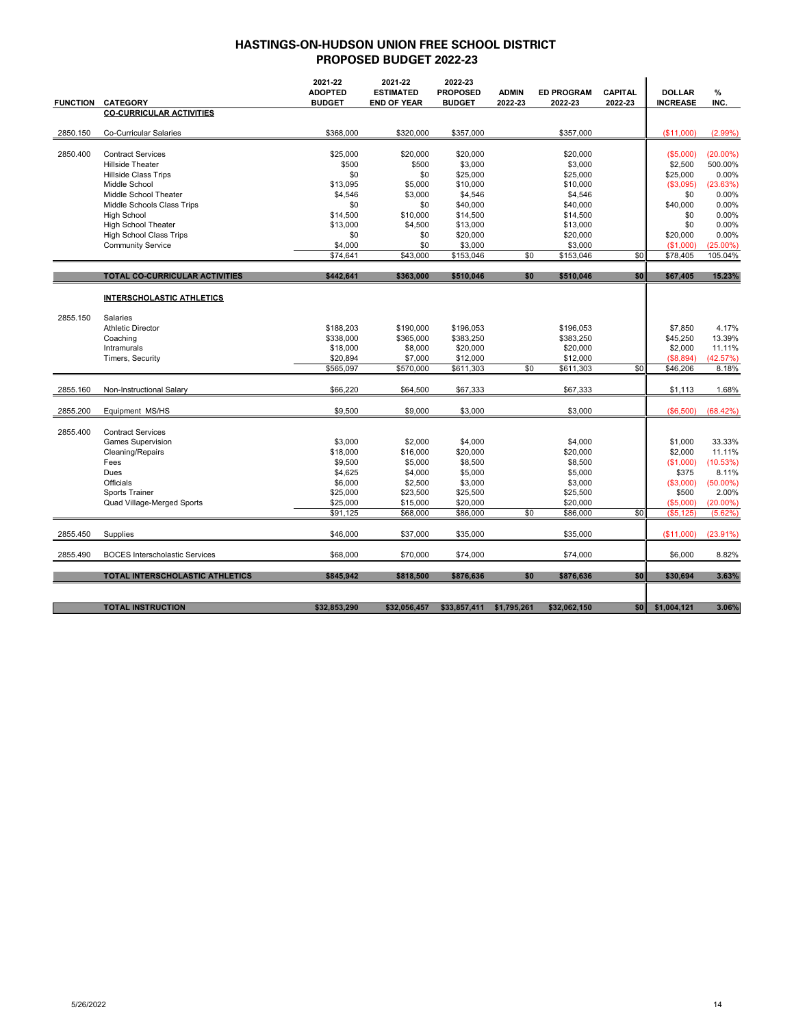# HASTINGS-ON-HUDSON UNION FREE SCHOOL DISTRICT
## PROPOSED BUDGET 2022-23

| FUNCTION | CATEGORY | 2021-22 ADOPTED BUDGET | 2021-22 ESTIMATED END OF YEAR | 2022-23 PROPOSED BUDGET | ADMIN 2022-23 | ED PROGRAM 2022-23 | CAPITAL 2022-23 | DOLLAR INCREASE | % INC. |
|---|---|---|---|---|---|---|---|---|---|
| | **CO-CURRICULAR ACTIVITIES** | | | | | | | | |
| 2850.150 | Co-Curricular Salaries | $368,000 | $320,000 | $357,000 | | $357,000 | | ($11,000) | (2.99%) |
| 2850.400 | Contract Services | $25,000 | $20,000 | $20,000 | | $20,000 | | ($5,000) | (20.00%) |
| | Hillside Theater | $500 | $500 | $3,000 | | $3,000 | | $2,500 | 500.00% |
| | Hillside Class Trips | $0 | $0 | $25,000 | | $25,000 | | $25,000 | 0.00% |
| | Middle School | $13,095 | $5,000 | $10,000 | | $10,000 | | ($3,095) | (23.63%) |
| | Middle School Theater | $4,546 | $3,000 | $4,546 | | $4,546 | | $0 | 0.00% |
| | Middle Schools Class Trips | $0 | $0 | $40,000 | | $40,000 | | $40,000 | 0.00% |
| | High School | $14,500 | $10,000 | $14,500 | | $14,500 | | $0 | 0.00% |
| | High School Theater | $13,000 | $4,500 | $13,000 | | $13,000 | | $0 | 0.00% |
| | High School Class Trips | $0 | $0 | $20,000 | | $20,000 | | $20,000 | 0.00% |
| | Community Service | $4,000 | $0 | $3,000 | | $3,000 | | ($1,000) | (25.00%) |
| | | $74,641 | $43,000 | $153,046 | $0 | $153,046 | $0 | $78,405 | 105.04% |
| | **TOTAL CO-CURRICULAR ACTIVITIES** | **$442,641** | **$363,000** | **$510,046** | **$0** | **$510,046** | **$0** | **$67,405** | **15.23%** |
| | **INTERSCHOLASTIC ATHLETICS** | | | | | | | | |
| 2855.150 | Salaries | | | | | | | | |
| | Athletic Director | $188,203 | $190,000 | $196,053 | | $196,053 | | $7,850 | 4.17% |
| | Coaching | $338,000 | $365,000 | $383,250 | | $383,250 | | $45,250 | 13.39% |
| | Intramurals | $18,000 | $8,000 | $20,000 | | $20,000 | | $2,000 | 11.11% |
| | Timers, Security | $20,894 | $7,000 | $12,000 | | $12,000 | | ($8,894) | (42.57%) |
| | | $565,097 | $570,000 | $611,303 | $0 | $611,303 | $0 | $46,206 | 8.18% |
| 2855.160 | Non-Instructional Salary | $66,220 | $64,500 | $67,333 | | $67,333 | | $1,113 | 1.68% |
| 2855.200 | Equipment MS/HS | $9,500 | $9,000 | $3,000 | | $3,000 | | ($6,500) | (68.42%) |
| 2855.400 | Contract Services | | | | | | | | |
| | Games Supervision | $3,000 | $2,000 | $4,000 | | $4,000 | | $1,000 | 33.33% |
| | Cleaning/Repairs | $18,000 | $16,000 | $20,000 | | $20,000 | | $2,000 | 11.11% |
| | Fees | $9,500 | $5,000 | $8,500 | | $8,500 | | ($1,000) | (10.53%) |
| | Dues | $4,625 | $4,000 | $5,000 | | $5,000 | | $375 | 8.11% |
| | Officials | $6,000 | $2,500 | $3,000 | | $3,000 | | ($3,000) | (50.00%) |
| | Sports Trainer | $25,000 | $23,500 | $25,500 | | $25,500 | | $500 | 2.00% |
| | Quad Village-Merged Sports | $25,000 | $15,000 | $20,000 | | $20,000 | | ($5,000) | (20.00%) |
| | | $91,125 | $68,000 | $86,000 | $0 | $86,000 | $0 | ($5,125) | (5.62%) |
| 2855.450 | Supplies | $46,000 | $37,000 | $35,000 | | $35,000 | | ($11,000) | (23.91%) |
| 2855.490 | BOCES Interscholastic Services | $68,000 | $70,000 | $74,000 | | $74,000 | | $6,000 | 8.82% |
| | **TOTAL INTERSCHOLASTIC ATHLETICS** | **$845,942** | **$818,500** | **$876,636** | **$0** | **$876,636** | **$0** | **$30,694** | **3.63%** |
| | **TOTAL INSTRUCTION** | **$32,853,290** | **$32,056,457** | **$33,857,411** | **$1,795,261** | **$32,062,150** | **$0** | **$1,004,121** | **3.06%** |

5/26/2022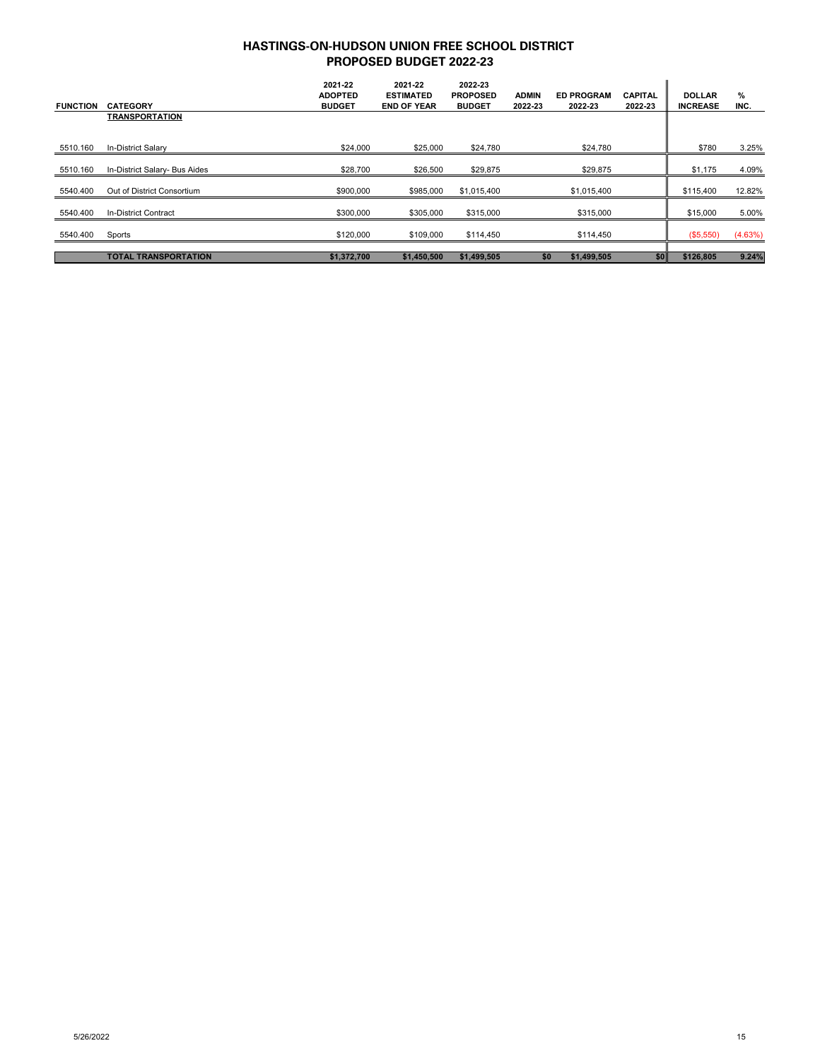## HASTINGS-ON-HUDSON UNION FREE SCHOOL DISTRICT
## PROPOSED BUDGET 2022-23

| FUNCTION | CATEGORY | 2021-22 ADOPTED BUDGET | 2021-22 ESTIMATED END OF YEAR | 2022-23 PROPOSED BUDGET | ADMIN 2022-23 | ED PROGRAM 2022-23 | CAPITAL 2022-23 | DOLLAR INCREASE | % INC. |
|---|---|---|---|---|---|---|---|---|---|
| | **TRANSPORTATION** | | | | | | | | |
| 5510.160 | In-District Salary | $24,000 | $25,000 | $24,780 | | $24,780 | | $780 | 3.25% |
| 5510.160 | In-District Salary- Bus Aides | $28,700 | $26,500 | $29,875 | | $29,875 | | $1,175 | 4.09% |
| 5540.400 | Out of District Consortium | $900,000 | $985,000 | $1,015,400 | | $1,015,400 | | $115,400 | 12.82% |
| 5540.400 | In-District Contract | $300,000 | $305,000 | $315,000 | | $315,000 | | $15,000 | 5.00% |
| 5540.400 | Sports | $120,000 | $109,000 | $114,450 | | $114,450 | | ($5,550) | (4.63%) |
| | **TOTAL TRANSPORTATION** | **$1,372,700** | **$1,450,500** | **$1,499,505** | **$0** | **$1,499,505** | **$0** | **$126,805** | **9.24%** |

5/26/2022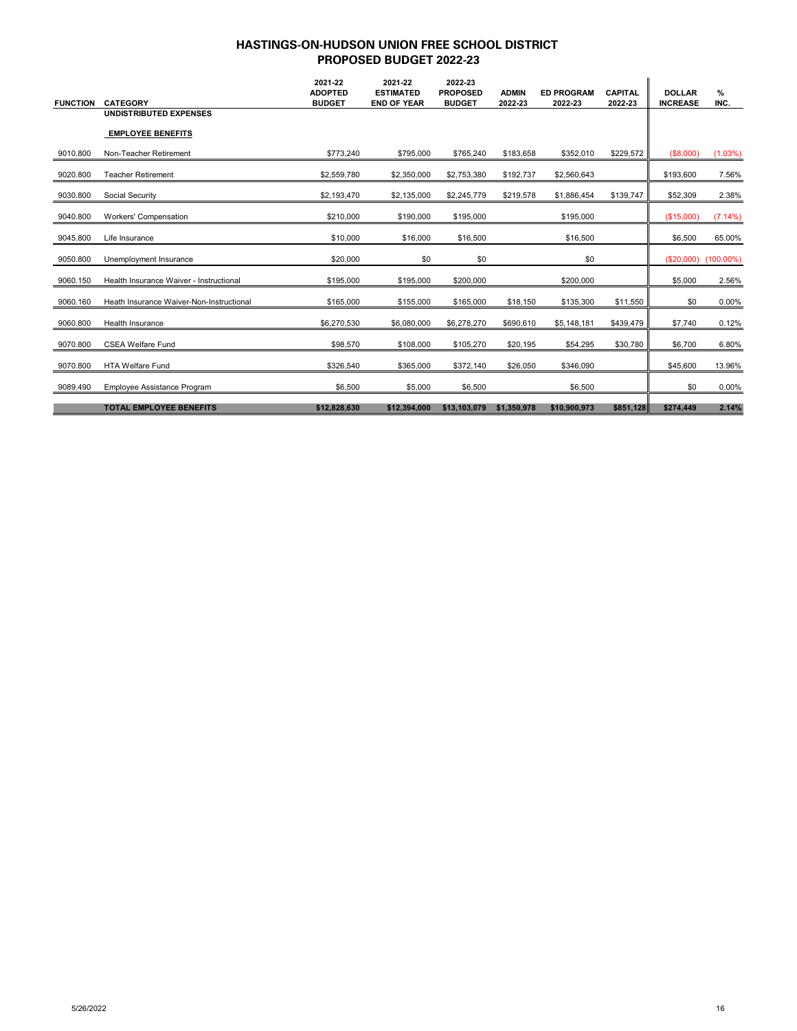# HASTINGS-ON-HUDSON UNION FREE SCHOOL DISTRICT
## PROPOSED BUDGET 2022-23

| FUNCTION | CATEGORY | 2021-22 ADOPTED BUDGET | 2021-22 ESTIMATED END OF YEAR | 2022-23 PROPOSED BUDGET | ADMIN 2022-23 | ED PROGRAM 2022-23 | CAPITAL 2022-23 | DOLLAR INCREASE | % INC. |
|---|---|---|---|---|---|---|---|---|---|
| | **UNDISTRIBUTED EXPENSES** | | | | | | | | |
| | **EMPLOYEE BENEFITS** | | | | | | | | |
| 9010.800 | Non-Teacher Retirement | $773,240 | $795,000 | $765,240 | $183,658 | $352,010 | $229,572 | ($8,000) | (1.03%) |
| 9020.800 | Teacher Retirement | $2,559,780 | $2,350,000 | $2,753,380 | $192,737 | $2,560,643 | | $193,600 | 7.56% |
| 9030.800 | Social Security | $2,193,470 | $2,135,000 | $2,245,779 | $219,578 | $1,886,454 | $139,747 | $52,309 | 2.38% |
| 9040.800 | Workers' Compensation | $210,000 | $190,000 | $195,000 | | $195,000 | | ($15,000) | (7.14%) |
| 9045.800 | Life Insurance | $10,000 | $16,000 | $16,500 | | $16,500 | | $6,500 | 65.00% |
| 9050.800 | Unemployment Insurance | $20,000 | $0 | $0 | | $0 | | ($20,000) | (100.00%) |
| 9060.150 | Health Insurance Waiver - Instructional | $195,000 | $195,000 | $200,000 | | $200,000 | | $5,000 | 2.56% |
| 9060.160 | Heath Insurance Waiver-Non-Instructional | $165,000 | $155,000 | $165,000 | $18,150 | $135,300 | $11,550 | $0 | 0.00% |
| 9060.800 | Health Insurance | $6,270,530 | $6,080,000 | $6,278,270 | $690,610 | $5,148,181 | $439,479 | $7,740 | 0.12% |
| 9070.800 | CSEA Welfare Fund | $98,570 | $108,000 | $105,270 | $20,195 | $54,295 | $30,780 | $6,700 | 6.80% |
| 9070.800 | HTA Welfare Fund | $326,540 | $365,000 | $372,140 | $26,050 | $346,090 | | $45,600 | 13.96% |
| 9089.490 | Employee Assistance Program | $6,500 | $5,000 | $6,500 | | $6,500 | | $0 | 0.00% |
| | **TOTAL EMPLOYEE BENEFITS** | **$12,828,630** | **$12,394,000** | **$13,103,079** | **$1,350,978** | **$10,900,973** | **$851,128** | **$274,449** | **2.14%** |

5/26/2022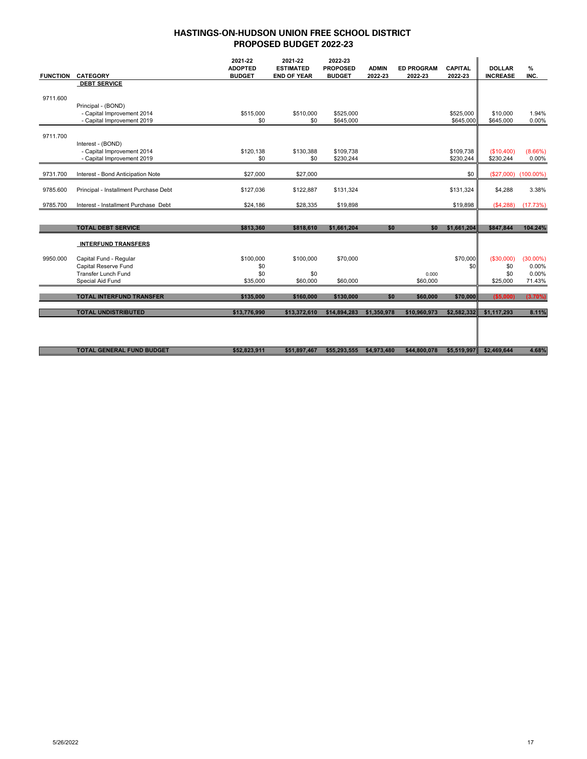# HASTINGS-ON-HUDSON UNION FREE SCHOOL DISTRICT
## PROPOSED BUDGET 2022-23

| FUNCTION | CATEGORY | 2021-22 ADOPTED BUDGET | 2021-22 ESTIMATED END OF YEAR | 2022-23 PROPOSED BUDGET | ADMIN 2022-23 | ED PROGRAM 2022-23 | CAPITAL 2022-23 | DOLLAR INCREASE | % INC. |
|---|---|---|---|---|---|---|---|---|---|
| | **DEBT SERVICE** | | | | | | | | |
| 9711.600 | | | | | | | | | |
| | Principal - (BOND) | | | | | | | | |
| | - Capital Improvement 2014 | $515,000 | $510,000 | $525,000 | | | $525,000 | $10,000 | 1.94% |
| | - Capital Improvement 2019 | $0 | $0 | $645,000 | | | $645,000 | $645,000 | 0.00% |
| 9711.700 | | | | | | | | | |
| | Interest - (BOND) | | | | | | | | |
| | - Capital Improvement 2014 | $120,138 | $130,388 | $109,738 | | | $109,738 | ($10,400) | (8.66%) |
| | - Capital Improvement 2019 | $0 | $0 | $230,244 | | | $230,244 | $230,244 | 0.00% |
| 9731.700 | Interest - Bond Anticipation Note | $27,000 | $27,000 | | | | $0 | ($27,000) | (100.00%) |
| 9785.600 | Principal - Installment Purchase Debt | $127,036 | $122,887 | $131,324 | | | $131,324 | $4,288 | 3.38% |
| 9785.700 | Interest - Installment Purchase Debt | $24,186 | $28,335 | $19,898 | | | $19,898 | ($4,288) | (17.73%) |
| | **TOTAL DEBT SERVICE** | **$813,360** | **$818,610** | **$1,661,204** | **$0** | **$0** | **$1,661,204** | **$847,844** | **104.24%** |
| | **INTERFUND TRANSFERS** | | | | | | | | |
| 9950.000 | Capital Fund - Regular | $100,000 | $100,000 | $70,000 | | | $70,000 | ($30,000) | (30.00%) |
| | Capital Reserve Fund | $0 | | | | | $0 | $0 | 0.00% |
| | Transfer Lunch Fund | $0 | $0 | | | 0.000 | | $0 | 0.00% |
| | Special Aid Fund | $35,000 | $60,000 | $60,000 | | $60,000 | | $25,000 | 71.43% |
| | **TOTAL INTERFUND TRANSFER** | **$135,000** | **$160,000** | **$130,000** | **$0** | **$60,000** | **$70,000** | **($5,000)** | **(3.70%)** |
| | **TOTAL UNDISTRIBUTED** | **$13,776,990** | **$13,372,610** | **$14,894,283** | **$1,350,978** | **$10,960,973** | **$2,582,332** | **$1,117,293** | **8.11%** |
| | **TOTAL GENERAL FUND BUDGET** | **$52,823,911** | **$51,897,467** | **$55,293,555** | **$4,973,480** | **$44,800,078** | **$5,519,997** | **$2,469,644** | **4.68%** |

5/26/2022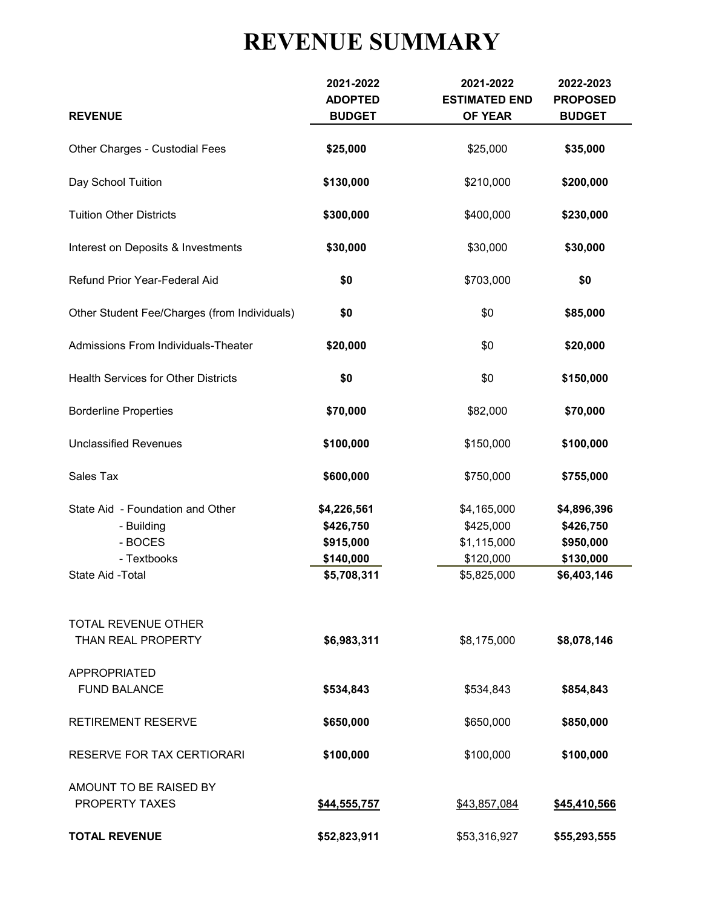# REVENUE SUMMARY

| REVENUE | 2021-2022 ADOPTED BUDGET | 2021-2022 ESTIMATED END OF YEAR | 2022-2023 PROPOSED BUDGET |
|---|---|---|---|
| Other Charges - Custodial Fees | **$25,000** | $25,000 | **$35,000** |
| Day School Tuition | **$130,000** | $210,000 | **$200,000** |
| Tuition Other Districts | **$300,000** | $400,000 | **$230,000** |
| Interest on Deposits & Investments | **$30,000** | $30,000 | **$30,000** |
| Refund Prior Year-Federal Aid | **$0** | $703,000 | **$0** |
| Other Student Fee/Charges (from Individuals) | **$0** | $0 | **$85,000** |
| Admissions From Individuals-Theater | **$20,000** | $0 | **$20,000** |
| Health Services for Other Districts | **$0** | $0 | **$150,000** |
| Borderline Properties | **$70,000** | $82,000 | **$70,000** |
| Unclassified Revenues | **$100,000** | $150,000 | **$100,000** |
| Sales Tax | **$600,000** | $750,000 | **$755,000** |
| State Aid - Foundation and Other | **$4,226,561** | $4,165,000 | **$4,896,396** |
| - Building | **$426,750** | $425,000 | **$426,750** |
| - BOCES | **$915,000** | $1,115,000 | **$950,000** |
| - Textbooks | **$140,000** | $120,000 | **$130,000** |
| State Aid -Total | **$5,708,311** | $5,825,000 | **$6,403,146** |
| TOTAL REVENUE OTHER THAN REAL PROPERTY | **$6,983,311** | $8,175,000 | **$8,078,146** |
| APPROPRIATED FUND BALANCE | **$534,843** | $534,843 | **$854,843** |
| RETIREMENT RESERVE | **$650,000** | $650,000 | **$850,000** |
| RESERVE FOR TAX CERTIORARI | **$100,000** | $100,000 | **$100,000** |
| AMOUNT TO BE RAISED BY PROPERTY TAXES | **$44,555,757** | $43,857,084 | **$45,410,566** |
| **TOTAL REVENUE** | **$52,823,911** | $53,316,927 | **$55,293,555** |